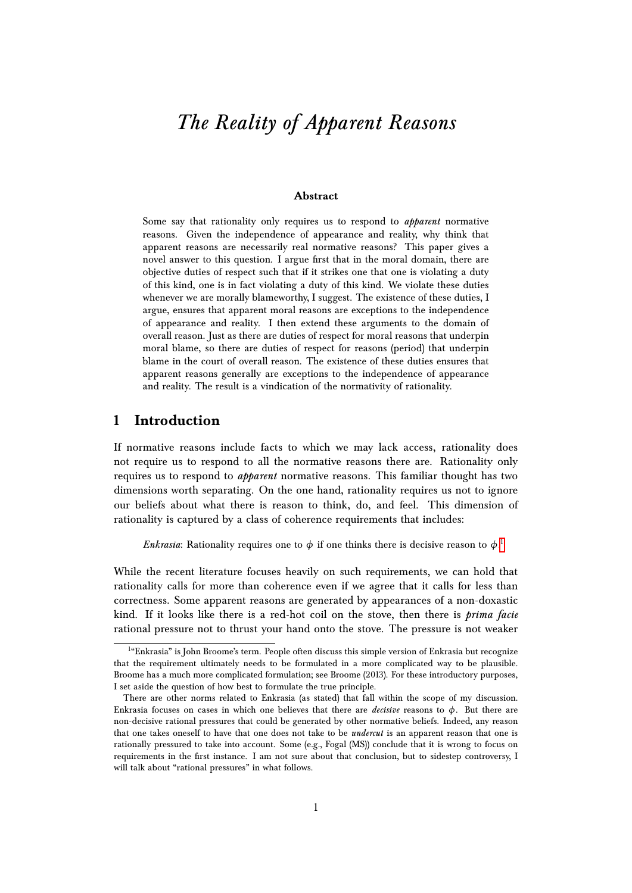# *The Reality of Apparent Reasons*

**Abstract**

Some say that rationality only requires us to respond to ***apparent*** normative reasons. Given the independence of appearance and reality, why think that apparent reasons are necessarily real normative reasons? This paper gives a novel answer to this question. I argue first that in the moral domain, there are objective duties of respect such that if it strikes one that one is violating a duty of this kind, one is in fact violating a duty of this kind. We violate these duties whenever we are morally blameworthy, I suggest. The existence of these duties, I argue, ensures that apparent moral reasons are exceptions to the independence of appearance and reality. I then extend these arguments to the domain of overall reason. Just as there are duties of respect for moral reasons that underpin moral blame, so there are duties of respect for reasons (period) that underpin blame in the court of overall reason. The existence of these duties ensures that apparent reasons generally are exceptions to the independence of appearance and reality. The result is a vindication of the normativity of rationality.

## 1 Introduction

If normative reasons include facts to which we may lack access, rationality does not require us to respond to all the normative reasons there are. Rationality only requires us to respond to ***apparent*** normative reasons. This familiar thought has two dimensions worth separating. On the one hand, rationality requires us not to ignore our beliefs about what there is reason to think, do, and feel. This dimension of rationality is captured by a class of coherence requirements that includes:

> *Enkrasia*: Rationality requires one to $\phi$ if one thinks there is decisive reason to $\phi$.[1]

While the recent literature focuses heavily on such requirements, we can hold that rationality calls for more than coherence even if we agree that it calls for less than correctness. Some apparent reasons are generated by appearances of a non-doxastic kind. If it looks like there is a red-hot coil on the stove, then there is ***prima facie*** rational pressure not to thrust your hand onto the stove. The pressure is not weaker

---

[1] "Enkrasia" is John Broome's term. People often discuss this simple version of Enkrasia but recognize that the requirement ultimately needs to be formulated in a more complicated way to be plausible. Broome has a much more complicated formulation; see Broome (2013). For these introductory purposes, I set aside the question of how best to formulate the true principle.

There are other norms related to Enkrasia (as stated) that fall within the scope of my discussion. Enkrasia focuses on cases in which one believes that there are *decisive* reasons to $\phi$. But there are non-decisive rational pressures that could be generated by other normative beliefs. Indeed, any reason that one takes oneself to have that one does not take to be ***undercut*** is an apparent reason that one is rationally pressured to take into account. Some (e.g., Fogal (MS)) conclude that it is wrong to focus on requirements in the first instance. I am not sure about that conclusion, but to sidestep controversy, I will talk about "rational pressures" in what follows.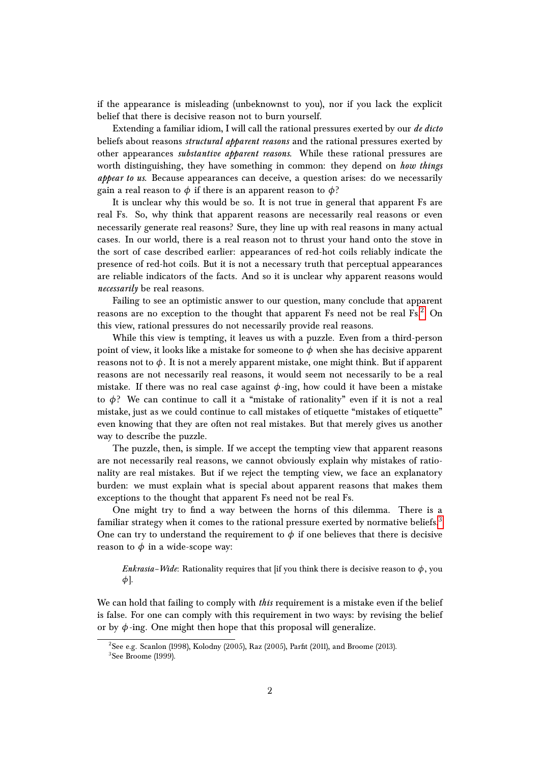if the appearance is misleading (unbeknownst to you), nor if you lack the explicit belief that there is decisive reason not to burn yourself.

Extending a familiar idiom, I will call the rational pressures exerted by our *de dicto* beliefs about reasons ***structural apparent reasons*** and the rational pressures exerted by other appearances ***substantive apparent reasons***. While these rational pressures are worth distinguishing, they have something in common: they depend on *how things appear to us*. Because appearances can deceive, a question arises: do we necessarily gain a real reason to $\phi$ if there is an apparent reason to $\phi$?

It is unclear why this would be so. It is not true in general that apparent Fs are real Fs. So, why think that apparent reasons are necessarily real reasons or even necessarily generate real reasons? Sure, they line up with real reasons in many actual cases. In our world, there is a real reason not to thrust your hand onto the stove in the sort of case described earlier: appearances of red-hot coils reliably indicate the presence of red-hot coils. But it is not a necessary truth that perceptual appearances are reliable indicators of the facts. And so it is unclear why apparent reasons would *necessarily* be real reasons.

Failing to see an optimistic answer to our question, many conclude that apparent reasons are no exception to the thought that apparent Fs need not be real Fs.[2] On this view, rational pressures do not necessarily provide real reasons.

While this view is tempting, it leaves us with a puzzle. Even from a third-person point of view, it looks like a mistake for someone to $\phi$ when she has decisive apparent reasons not to $\phi$. It is not a merely apparent mistake, one might think. But if apparent reasons are not necessarily real reasons, it would seem not necessarily to be a real mistake. If there was no real case against $\phi$-ing, how could it have been a mistake to $\phi$? We can continue to call it a "mistake of rationality" even if it is not a real mistake, just as we could continue to call mistakes of etiquette "mistakes of etiquette" even knowing that they are often not real mistakes. But that merely gives us another way to describe the puzzle.

The puzzle, then, is simple. If we accept the tempting view that apparent reasons are not necessarily real reasons, we cannot obviously explain why mistakes of rationality are real mistakes. But if we reject the tempting view, we face an explanatory burden: we must explain what is special about apparent reasons that makes them exceptions to the thought that apparent Fs need not be real Fs.

One might try to find a way between the horns of this dilemma. There is a familiar strategy when it comes to the rational pressure exerted by normative beliefs.[3] One can try to understand the requirement to $\phi$ if one believes that there is decisive reason to $\phi$ in a wide-scope way:

> *Enkrasia-Wide*: Rationality requires that [if you think there is decisive reason to $\phi$, you $\phi$].

We can hold that failing to comply with *this* requirement is a mistake even if the belief is false. For one can comply with this requirement in two ways: by revising the belief or by $\phi$-ing. One might then hope that this proposal will generalize.

---

[2] See e.g. Scanlon (1998), Kolodny (2005), Raz (2005), Parfit (2011), and Broome (2013).

[3] See Broome (1999).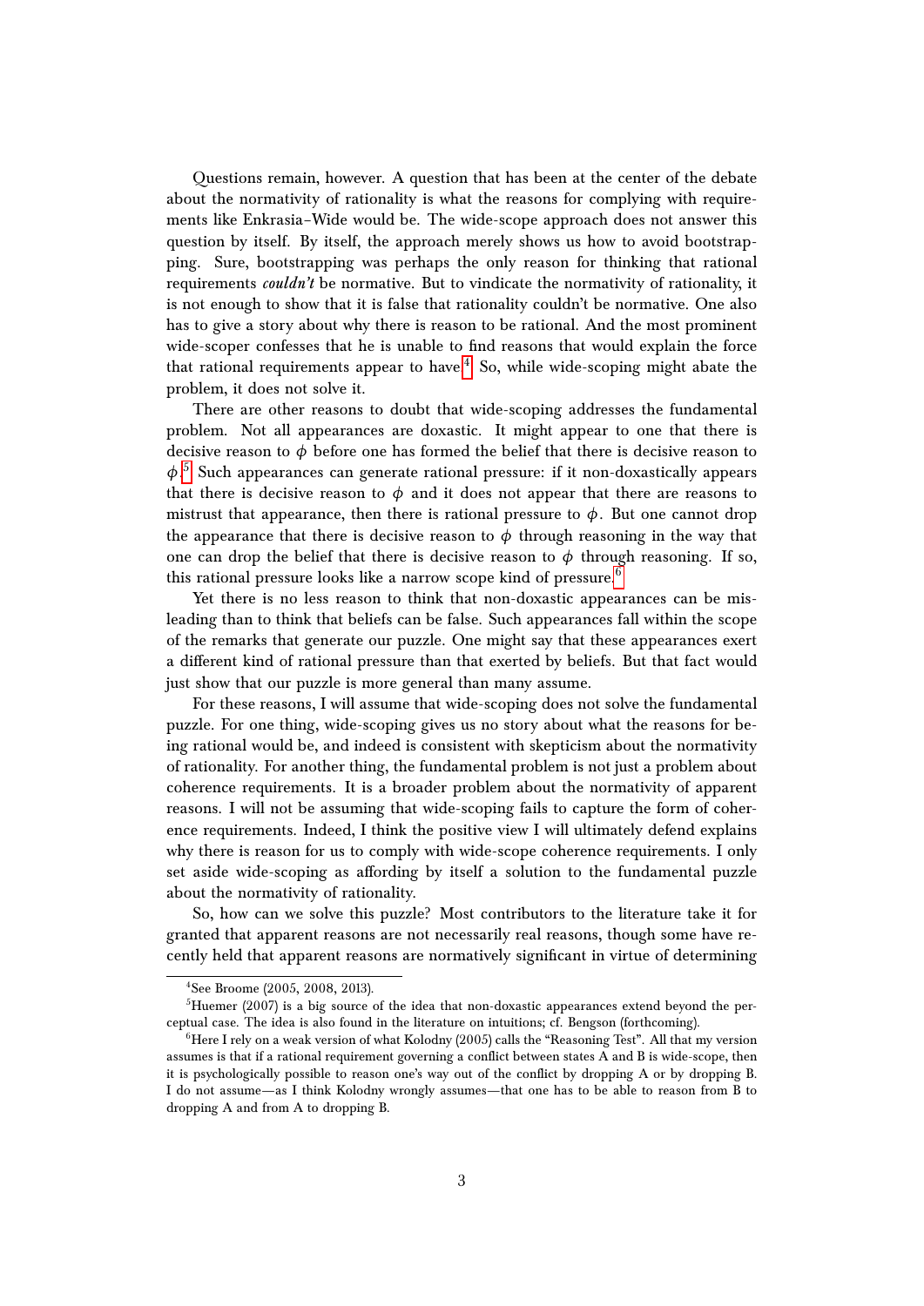Questions remain, however. A question that has been at the center of the debate about the normativity of rationality is what the reasons for complying with requirements like Enkrasia–Wide would be. The wide-scope approach does not answer this question by itself. By itself, the approach merely shows us how to avoid bootstrapping. Sure, bootstrapping was perhaps the only reason for thinking that rational requirements ***couldn't*** be normative. But to vindicate the normativity of rationality, it is not enough to show that it is false that rationality couldn't be normative. One also has to give a story about why there is reason to be rational. And the most prominent wide-scoper confesses that he is unable to find reasons that would explain the force that rational requirements appear to have.[4] So, while wide-scoping might abate the problem, it does not solve it.

There are other reasons to doubt that wide-scoping addresses the fundamental problem. Not all appearances are doxastic. It might appear to one that there is decisive reason to $\phi$ before one has formed the belief that there is decisive reason to $\phi$.[5] Such appearances can generate rational pressure: if it non-doxastically appears that there is decisive reason to $\phi$ and it does not appear that there are reasons to mistrust that appearance, then there is rational pressure to $\phi$. But one cannot drop the appearance that there is decisive reason to $\phi$ through reasoning in the way that one can drop the belief that there is decisive reason to $\phi$ through reasoning. If so, this rational pressure looks like a narrow scope kind of pressure.[6]

Yet there is no less reason to think that non-doxastic appearances can be misleading than to think that beliefs can be false. Such appearances fall within the scope of the remarks that generate our puzzle. One might say that these appearances exert a different kind of rational pressure than that exerted by beliefs. But that fact would just show that our puzzle is more general than many assume.

For these reasons, I will assume that wide-scoping does not solve the fundamental puzzle. For one thing, wide-scoping gives us no story about what the reasons for being rational would be, and indeed is consistent with skepticism about the normativity of rationality. For another thing, the fundamental problem is not just a problem about coherence requirements. It is a broader problem about the normativity of apparent reasons. I will not be assuming that wide-scoping fails to capture the form of coherence requirements. Indeed, I think the positive view I will ultimately defend explains why there is reason for us to comply with wide-scope coherence requirements. I only set aside wide-scoping as affording by itself a solution to the fundamental puzzle about the normativity of rationality.

So, how can we solve this puzzle? Most contributors to the literature take it for granted that apparent reasons are not necessarily real reasons, though some have recently held that apparent reasons are normatively significant in virtue of determining

---

[4] See Broome (2005, 2008, 2013).

[5] Huemer (2007) is a big source of the idea that non-doxastic appearances extend beyond the perceptual case. The idea is also found in the literature on intuitions; cf. Bengson (forthcoming).

[6] Here I rely on a weak version of what Kolodny (2005) calls the "Reasoning Test". All that my version assumes is that if a rational requirement governing a conflict between states A and B is wide-scope, then it is psychologically possible to reason one's way out of the conflict by dropping A or by dropping B. I do not assume—as I think Kolodny wrongly assumes—that one has to be able to reason from B to dropping A and from A to dropping B.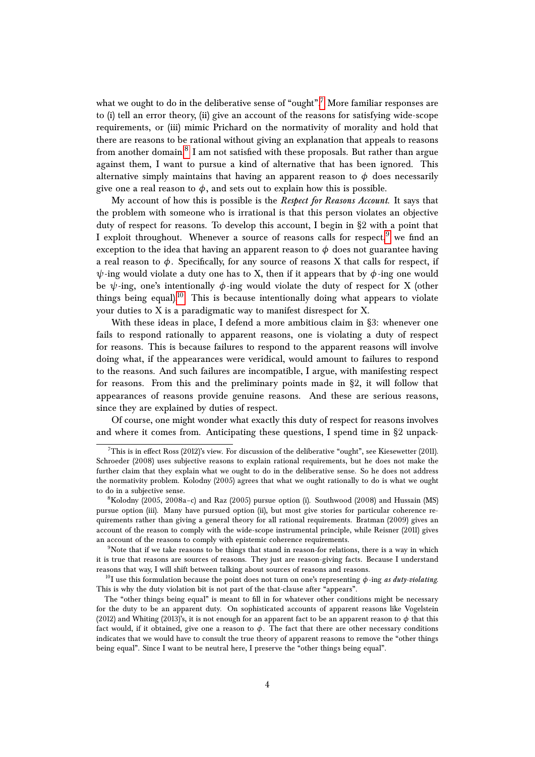what we ought to do in the deliberative sense of "ought".[7] More familiar responses are to (i) tell an error theory, (ii) give an account of the reasons for satisfying wide-scope requirements, or (iii) mimic Prichard on the normativity of morality and hold that there are reasons to be rational without giving an explanation that appeals to reasons from another domain.[8] I am not satisfied with these proposals. But rather than argue against them, I want to pursue a kind of alternative that has been ignored. This alternative simply maintains that having an apparent reason to $\phi$ does necessarily give one a real reason to $\phi$, and sets out to explain how this is possible.

My account of how this is possible is the *Respect for Reasons Account*. It says that the problem with someone who is irrational is that this person violates an objective duty of respect for reasons. To develop this account, I begin in §2 with a point that I exploit throughout. Whenever a source of reasons calls for respect,[9] we find an exception to the idea that having an apparent reason to $\phi$ does not guarantee having a real reason to $\phi$. Specifically, for any source of reasons X that calls for respect, if $\psi$-ing would violate a duty one has to X, then if it appears that by $\phi$-ing one would be $\psi$-ing, one's intentionally $\phi$-ing would violate the duty of respect for X (other things being equal).[10] This is because intentionally doing what appears to violate your duties to X is a paradigmatic way to manifest disrespect for X.

With these ideas in place, I defend a more ambitious claim in §3: whenever one fails to respond rationally to apparent reasons, one is violating a duty of respect for reasons. This is because failures to respond to the apparent reasons will involve doing what, if the appearances were veridical, would amount to failures to respond to the reasons. And such failures are incompatible, I argue, with manifesting respect for reasons. From this and the preliminary points made in §2, it will follow that appearances of reasons provide genuine reasons. And these are serious reasons, since they are explained by duties of respect.

Of course, one might wonder what exactly this duty of respect for reasons involves and where it comes from. Anticipating these questions, I spend time in §2 unpack-

---

[7] This is in effect Ross (2012)'s view. For discussion of the deliberative "ought", see Kiesewetter (2011). Schroeder (2008) uses subjective reasons to explain rational requirements, but he does not make the further claim that they explain what we ought to do in the deliberative sense. So he does not address the normativity problem. Kolodny (2005) agrees that what we ought rationally to do is what we ought to do in a subjective sense.

[8] Kolodny (2005, 2008a–c) and Raz (2005) pursue option (i). Southwood (2008) and Hussain (MS) pursue option (iii). Many have pursued option (ii), but most give stories for particular coherence requirements rather than giving a general theory for all rational requirements. Bratman (2009) gives an account of the reason to comply with the wide-scope instrumental principle, while Reisner (2011) gives an account of the reasons to comply with epistemic coherence requirements.

[9] Note that if we take reasons to be things that stand in reason-for relations, there is a way in which it is true that reasons are sources of reasons. They just are reason-giving facts. Because I understand reasons that way, I will shift between talking about sources of reasons and reasons.

[10] I use this formulation because the point does not turn on one's representing $\phi$-ing *as duty-violating*. This is why the duty violation bit is not part of the that-clause after "appears".

The "other things being equal" is meant to fill in for whatever other conditions might be necessary for the duty to be an apparent duty. On sophisticated accounts of apparent reasons like Vogelstein (2012) and Whiting (2013)'s, it is not enough for an apparent fact to be an apparent reason to $\phi$ that this fact would, if it obtained, give one a reason to $\phi$. The fact that there are other necessary conditions indicates that we would have to consult the true theory of apparent reasons to remove the "other things being equal". Since I want to be neutral here, I preserve the "other things being equal".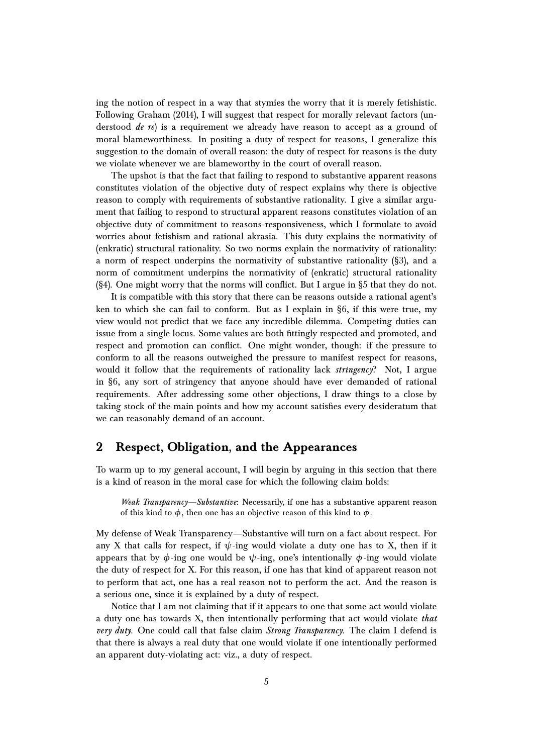ing the notion of respect in a way that stymies the worry that it is merely fetishistic. Following Graham (2014), I will suggest that respect for morally relevant factors (understood *de re*) is a requirement we already have reason to accept as a ground of moral blameworthiness. In positing a duty of respect for reasons, I generalize this suggestion to the domain of overall reason: the duty of respect for reasons is the duty we violate whenever we are blameworthy in the court of overall reason.

The upshot is that the fact that failing to respond to substantive apparent reasons constitutes violation of the objective duty of respect explains why there is objective reason to comply with requirements of substantive rationality. I give a similar argument that failing to respond to structural apparent reasons constitutes violation of an objective duty of commitment to reasons-responsiveness, which I formulate to avoid worries about fetishism and rational akrasia. This duty explains the normativity of (enkratic) structural rationality. So two norms explain the normativity of rationality: a norm of respect underpins the normativity of substantive rationality (§3), and a norm of commitment underpins the normativity of (enkratic) structural rationality (§4). One might worry that the norms will conflict. But I argue in §5 that they do not.

It is compatible with this story that there can be reasons outside a rational agent's ken to which she can fail to conform. But as I explain in §6, if this were true, my view would not predict that we face any incredible dilemma. Competing duties can issue from a single locus. Some values are both fittingly respected and promoted, and respect and promotion can conflict. One might wonder, though: if the pressure to conform to all the reasons outweighed the pressure to manifest respect for reasons, would it follow that the requirements of rationality lack *stringency*? Not, I argue in §6, any sort of stringency that anyone should have ever demanded of rational requirements. After addressing some other objections, I draw things to a close by taking stock of the main points and how my account satisfies every desideratum that we can reasonably demand of an account.

## 2 Respect, Obligation, and the Appearances

To warm up to my general account, I will begin by arguing in this section that there is a kind of reason in the moral case for which the following claim holds:

> *Weak Transparency—Substantive*: Necessarily, if one has a substantive apparent reason of this kind to $\phi$, then one has an objective reason of this kind to $\phi$.

My defense of Weak Transparency—Substantive will turn on a fact about respect. For any X that calls for respect, if $\psi$-ing would violate a duty one has to X, then if it appears that by $\phi$-ing one would be $\psi$-ing, one's intentionally $\phi$-ing would violate the duty of respect for X. For this reason, if one has that kind of apparent reason not to perform that act, one has a real reason not to perform the act. And the reason is a serious one, since it is explained by a duty of respect.

Notice that I am not claiming that if it appears to one that some act would violate a duty one has towards X, then intentionally performing that act would violate *that very duty*. One could call that false claim *Strong Transparency*. The claim I defend is that there is always a real duty that one would violate if one intentionally performed an apparent duty-violating act: viz., a duty of respect.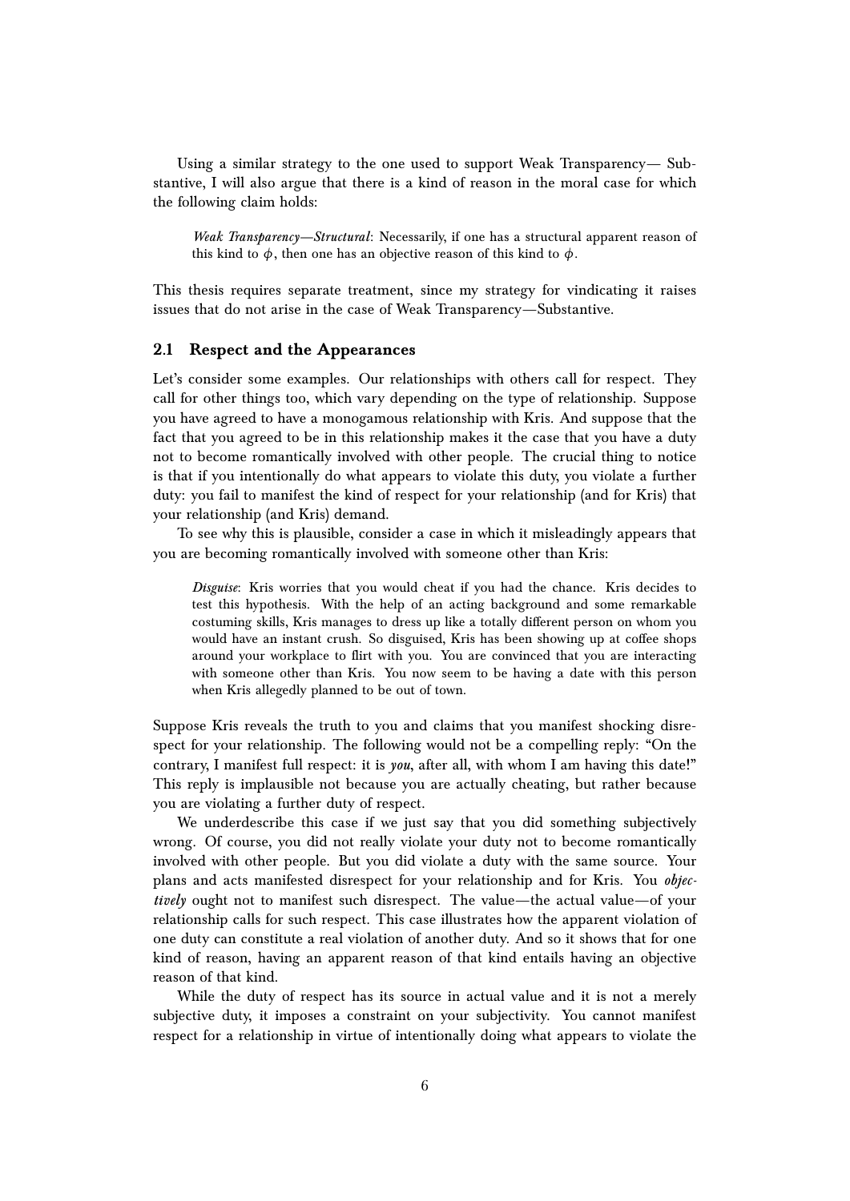Using a similar strategy to the one used to support Weak Transparency— Substantive, I will also argue that there is a kind of reason in the moral case for which the following claim holds:

> *Weak Transparency—Structural*: Necessarily, if one has a structural apparent reason of this kind to $\phi$, then one has an objective reason of this kind to $\phi$.

This thesis requires separate treatment, since my strategy for vindicating it raises issues that do not arise in the case of Weak Transparency—Substantive.

### 2.1 Respect and the Appearances

Let's consider some examples. Our relationships with others call for respect. They call for other things too, which vary depending on the type of relationship. Suppose you have agreed to have a monogamous relationship with Kris. And suppose that the fact that you agreed to be in this relationship makes it the case that you have a duty not to become romantically involved with other people. The crucial thing to notice is that if you intentionally do what appears to violate this duty, you violate a further duty: you fail to manifest the kind of respect for your relationship (and for Kris) that your relationship (and Kris) demand.

To see why this is plausible, consider a case in which it misleadingly appears that you are becoming romantically involved with someone other than Kris:

> *Disguise*: Kris worries that you would cheat if you had the chance. Kris decides to test this hypothesis. With the help of an acting background and some remarkable costuming skills, Kris manages to dress up like a totally different person on whom you would have an instant crush. So disguised, Kris has been showing up at coffee shops around your workplace to flirt with you. You are convinced that you are interacting with someone other than Kris. You now seem to be having a date with this person when Kris allegedly planned to be out of town.

Suppose Kris reveals the truth to you and claims that you manifest shocking disrespect for your relationship. The following would not be a compelling reply: "On the contrary, I manifest full respect: it is *you*, after all, with whom I am having this date!" This reply is implausible not because you are actually cheating, but rather because you are violating a further duty of respect.

We underdescribe this case if we just say that you did something subjectively wrong. Of course, you did not really violate your duty not to become romantically involved with other people. But you did violate a duty with the same source. Your plans and acts manifested disrespect for your relationship and for Kris. You *objectively* ought not to manifest such disrespect. The value—the actual value—of your relationship calls for such respect. This case illustrates how the apparent violation of one duty can constitute a real violation of another duty. And so it shows that for one kind of reason, having an apparent reason of that kind entails having an objective reason of that kind.

While the duty of respect has its source in actual value and it is not a merely subjective duty, it imposes a constraint on your subjectivity. You cannot manifest respect for a relationship in virtue of intentionally doing what appears to violate the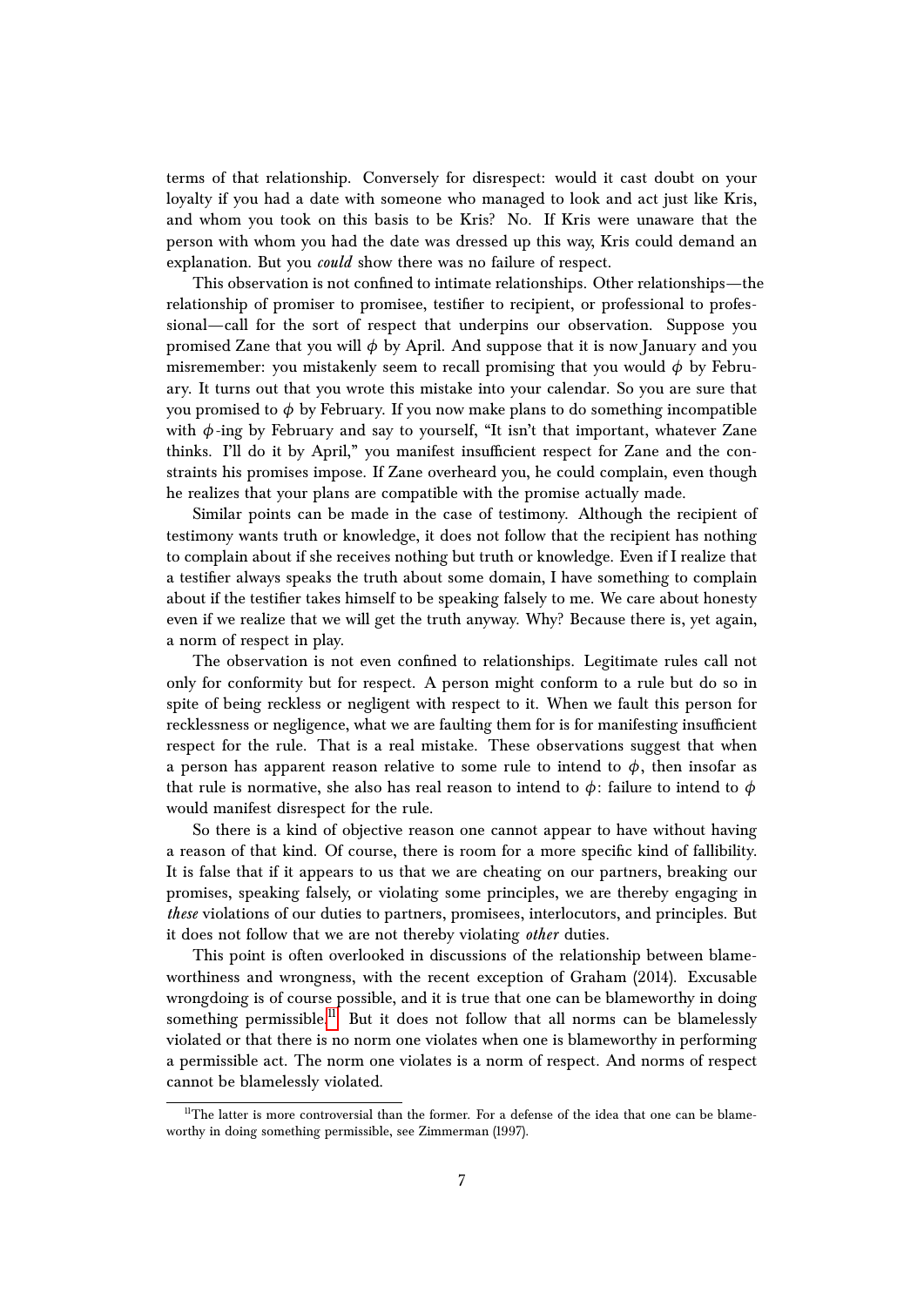terms of that relationship. Conversely for disrespect: would it cast doubt on your loyalty if you had a date with someone who managed to look and act just like Kris, and whom you took on this basis to be Kris? No. If Kris were unaware that the person with whom you had the date was dressed up this way, Kris could demand an explanation. But you *could* show there was no failure of respect.

This observation is not confined to intimate relationships. Other relationships—the relationship of promiser to promisee, testifier to recipient, or professional to professional—call for the sort of respect that underpins our observation. Suppose you promised Zane that you will $\phi$ by April. And suppose that it is now January and you misremember: you mistakenly seem to recall promising that you would $\phi$ by February. It turns out that you wrote this mistake into your calendar. So you are sure that you promised to $\phi$ by February. If you now make plans to do something incompatible with $\phi$-ing by February and say to yourself, "It isn't that important, whatever Zane thinks. I'll do it by April," you manifest insufficient respect for Zane and the constraints his promises impose. If Zane overheard you, he could complain, even though he realizes that your plans are compatible with the promise actually made.

Similar points can be made in the case of testimony. Although the recipient of testimony wants truth or knowledge, it does not follow that the recipient has nothing to complain about if she receives nothing but truth or knowledge. Even if I realize that a testifier always speaks the truth about some domain, I have something to complain about if the testifier takes himself to be speaking falsely to me. We care about honesty even if we realize that we will get the truth anyway. Why? Because there is, yet again, a norm of respect in play.

The observation is not even confined to relationships. Legitimate rules call not only for conformity but for respect. A person might conform to a rule but do so in spite of being reckless or negligent with respect to it. When we fault this person for recklessness or negligence, what we are faulting them for is for manifesting insufficient respect for the rule. That is a real mistake. These observations suggest that when a person has apparent reason relative to some rule to intend to $\phi$, then insofar as that rule is normative, she also has real reason to intend to $\phi$: failure to intend to $\phi$ would manifest disrespect for the rule.

So there is a kind of objective reason one cannot appear to have without having a reason of that kind. Of course, there is room for a more specific kind of fallibility. It is false that if it appears to us that we are cheating on our partners, breaking our promises, speaking falsely, or violating some principles, we are thereby engaging in *these* violations of our duties to partners, promisees, interlocutors, and principles. But it does not follow that we are not thereby violating *other* duties.

This point is often overlooked in discussions of the relationship between blameworthiness and wrongness, with the recent exception of Graham (2014). Excusable wrongdoing is of course possible, and it is true that one can be blameworthy in doing something permissible.[11] But it does not follow that all norms can be blamelessly violated or that there is no norm one violates when one is blameworthy in performing a permissible act. The norm one violates is a norm of respect. And norms of respect cannot be blamelessly violated.

[11] The latter is more controversial than the former. For a defense of the idea that one can be blameworthy in doing something permissible, see Zimmerman (1997).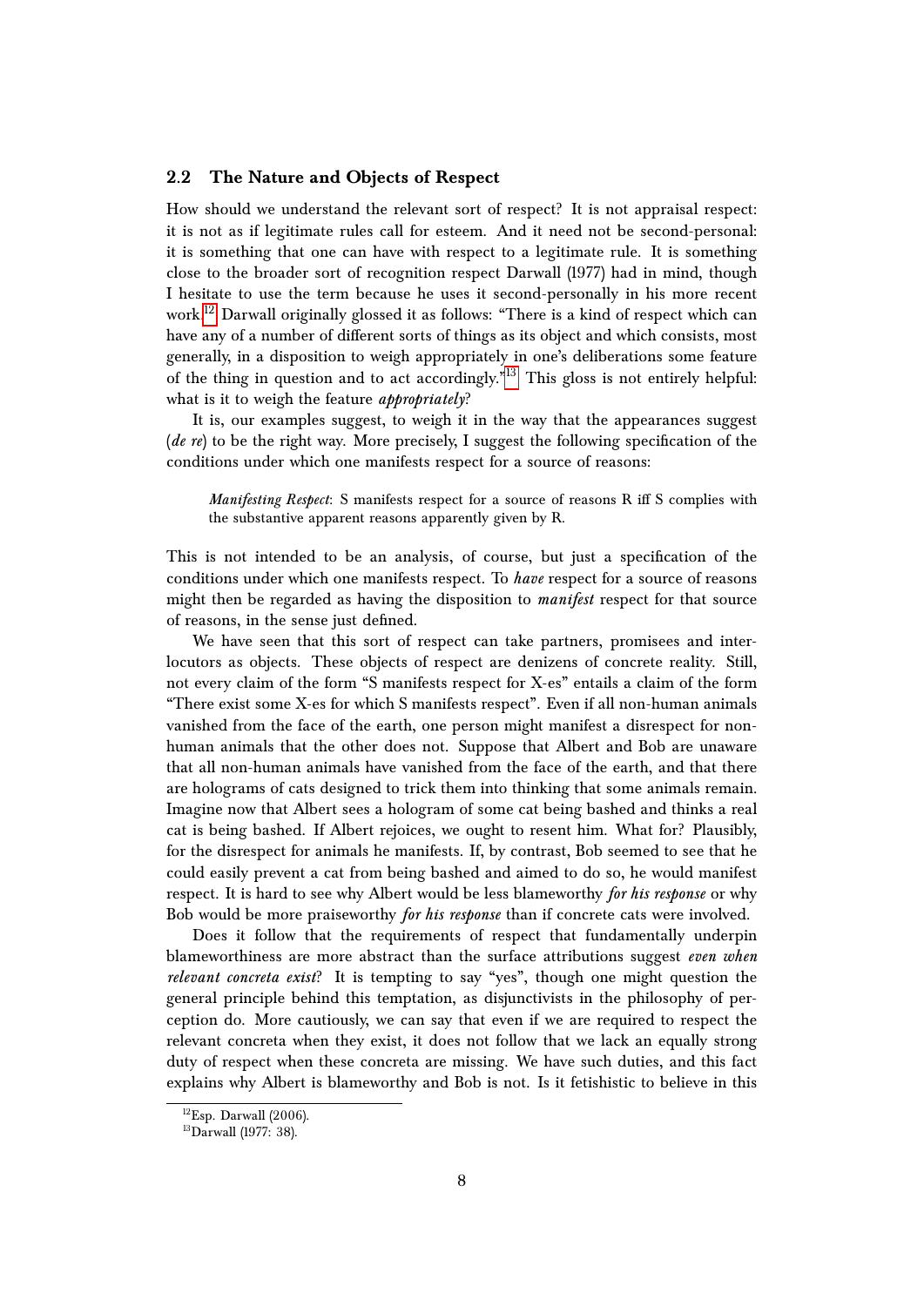## 2.2 The Nature and Objects of Respect

How should we understand the relevant sort of respect? It is not appraisal respect: it is not as if legitimate rules call for esteem. And it need not be second-personal: it is something that one can have with respect to a legitimate rule. It is something close to the broader sort of recognition respect Darwall (1977) had in mind, though I hesitate to use the term because he uses it second-personally in his more recent work.[12] Darwall originally glossed it as follows: "There is a kind of respect which can have any of a number of different sorts of things as its object and which consists, most generally, in a disposition to weigh appropriately in one's deliberations some feature of the thing in question and to act accordingly."[13] This gloss is not entirely helpful: what is it to weigh the feature *appropriately*?

It is, our examples suggest, to weigh it in the way that the appearances suggest (*de re*) to be the right way. More precisely, I suggest the following specification of the conditions under which one manifests respect for a source of reasons:

> *Manifesting Respect*: S manifests respect for a source of reasons R iff S complies with the substantive apparent reasons apparently given by R.

This is not intended to be an analysis, of course, but just a specification of the conditions under which one manifests respect. To *have* respect for a source of reasons might then be regarded as having the disposition to *manifest* respect for that source of reasons, in the sense just defined.

We have seen that this sort of respect can take partners, promisees and interlocutors as objects. These objects of respect are denizens of concrete reality. Still, not every claim of the form "S manifests respect for X-es" entails a claim of the form "There exist some X-es for which S manifests respect". Even if all non-human animals vanished from the face of the earth, one person might manifest a disrespect for non-human animals that the other does not. Suppose that Albert and Bob are unaware that all non-human animals have vanished from the face of the earth, and that there are holograms of cats designed to trick them into thinking that some animals remain. Imagine now that Albert sees a hologram of some cat being bashed and thinks a real cat is being bashed. If Albert rejoices, we ought to resent him. What for? Plausibly, for the disrespect for animals he manifests. If, by contrast, Bob seemed to see that he could easily prevent a cat from being bashed and aimed to do so, he would manifest respect. It is hard to see why Albert would be less blameworthy *for his response* or why Bob would be more praiseworthy *for his response* than if concrete cats were involved.

Does it follow that the requirements of respect that fundamentally underpin blameworthiness are more abstract than the surface attributions suggest *even when relevant concreta exist*? It is tempting to say "yes", but one might question the general principle behind this temptation, as disjunctivists in the philosophy of perception do. More cautiously, we can say that even if we are required to respect the relevant concreta when they exist, it does not follow that we lack an equally strong duty of respect when these concreta are missing. We have such duties, and this fact explains why Albert is blameworthy and Bob is not. Is it fetishistic to believe in this

[12] Esp. Darwall (2006).

[13] Darwall (1977: 38).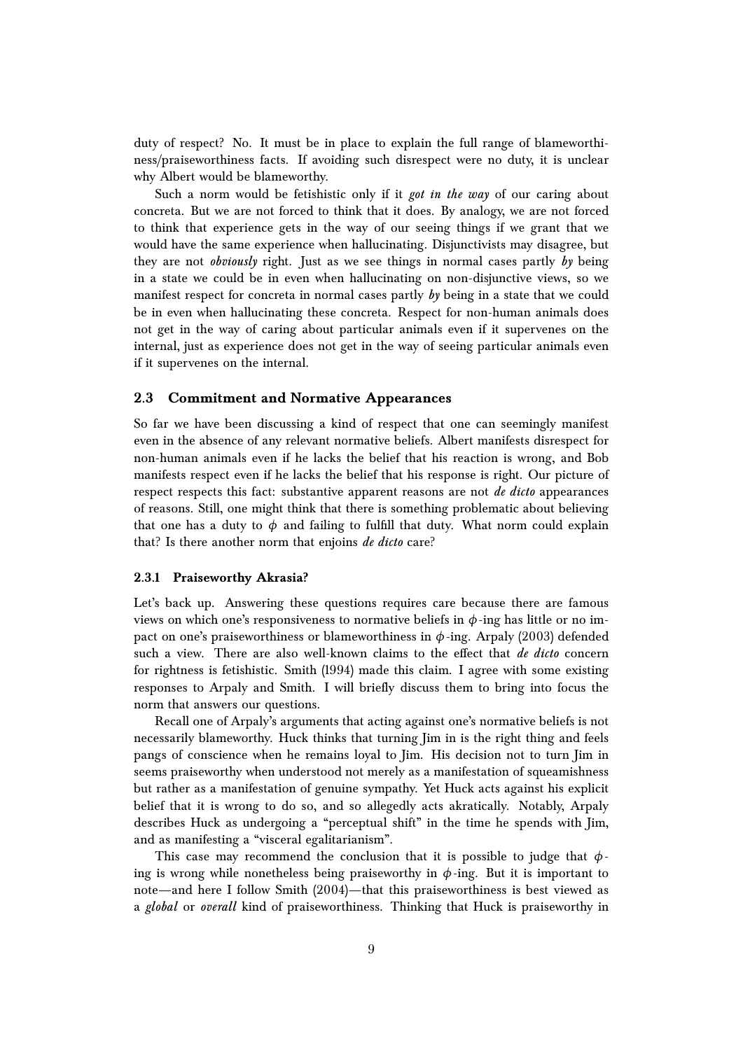duty of respect? No. It must be in place to explain the full range of blameworthiness/praiseworthiness facts. If avoiding such disrespect were no duty, it is unclear why Albert would be blameworthy.

Such a norm would be fetishistic only if it *got in the way* of our caring about concreta. But we are not forced to think that it does. By analogy, we are not forced to think that experience gets in the way of our seeing things if we grant that we would have the same experience when hallucinating. Disjunctivists may disagree, but they are not *obviously* right. Just as we see things in normal cases partly *by* being in a state we could be in even when hallucinating on non-disjunctive views, so we manifest respect for concreta in normal cases partly *by* being in a state that we could be in even when hallucinating these concreta. Respect for non-human animals does not get in the way of caring about particular animals even if it supervenes on the internal, just as experience does not get in the way of seeing particular animals even if it supervenes on the internal.

### 2.3 Commitment and Normative Appearances

So far we have been discussing a kind of respect that one can seemingly manifest even in the absence of any relevant normative beliefs. Albert manifests disrespect for non-human animals even if he lacks the belief that his reaction is wrong, and Bob manifests respect even if he lacks the belief that his response is right. Our picture of respect respects this fact: substantive apparent reasons are not *de dicto* appearances of reasons. Still, one might think that there is something problematic about believing that one has a duty to $\phi$ and failing to fulfill that duty. What norm could explain that? Is there another norm that enjoins *de dicto* care?

#### 2.3.1 Praiseworthy Akrasia?

Let's back up. Answering these questions requires care because there are famous views on which one's responsiveness to normative beliefs in $\phi$-ing has little or no impact on one's praiseworthiness or blameworthiness in $\phi$-ing. Arpaly (2003) defended such a view. There are also well-known claims to the effect that *de dicto* concern for rightness is fetishistic. Smith (1994) made this claim. I agree with some existing responses to Arpaly and Smith. I will briefly discuss them to bring into focus the norm that answers our questions.

Recall one of Arpaly's arguments that acting against one's normative beliefs is not necessarily blameworthy. Huck thinks that turning Jim in is the right thing and feels pangs of conscience when he remains loyal to Jim. His decision not to turn Jim in seems praiseworthy when understood not merely as a manifestation of squeamishness but rather as a manifestation of genuine sympathy. Yet Huck acts against his explicit belief that it is wrong to do so, and so allegedly acts akratically. Notably, Arpaly describes Huck as undergoing a "perceptual shift" in the time he spends with Jim, and as manifesting a "visceral egalitarianism".

This case may recommend the conclusion that it is possible to judge that $\phi$-ing is wrong while nonetheless being praiseworthy in $\phi$-ing. But it is important to note—and here I follow Smith (2004)—that this praiseworthiness is best viewed as a *global* or *overall* kind of praiseworthiness. Thinking that Huck is praiseworthy in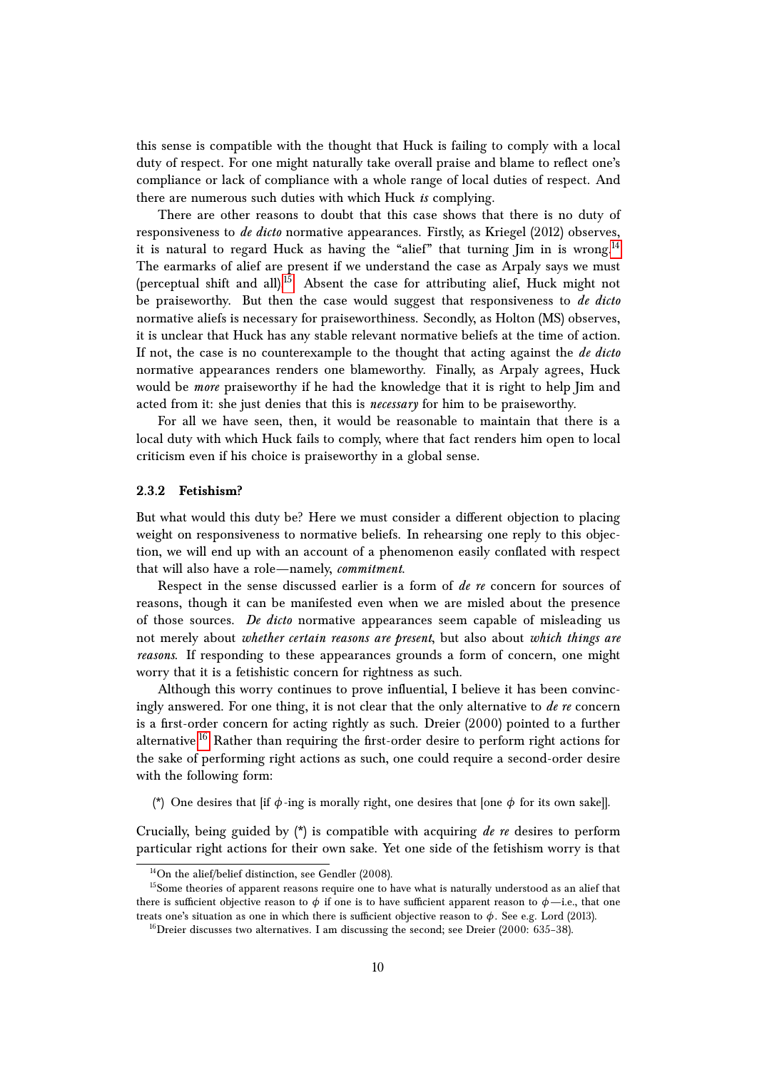this sense is compatible with the thought that Huck is failing to comply with a local duty of respect. For one might naturally take overall praise and blame to reflect one's compliance or lack of compliance with a whole range of local duties of respect. And there are numerous such duties with which Huck *is* complying.

There are other reasons to doubt that this case shows that there is no duty of responsiveness to *de dicto* normative appearances. Firstly, as Kriegel (2012) observes, it is natural to regard Huck as having the "alief" that turning Jim in is wrong.[14] The earmarks of alief are present if we understand the case as Arpaly says we must (perceptual shift and all).[15] Absent the case for attributing alief, Huck might not be praiseworthy. But then the case would suggest that responsiveness to *de dicto* normative aliefs is necessary for praiseworthiness. Secondly, as Holton (MS) observes, it is unclear that Huck has any stable relevant normative beliefs at the time of action. If not, the case is no counterexample to the thought that acting against the *de dicto* normative appearances renders one blameworthy. Finally, as Arpaly agrees, Huck would be *more* praiseworthy if he had the knowledge that it is right to help Jim and acted from it: she just denies that this is *necessary* for him to be praiseworthy.

For all we have seen, then, it would be reasonable to maintain that there is a local duty with which Huck fails to comply, where that fact renders him open to local criticism even if his choice is praiseworthy in a global sense.

### 2.3.2 Fetishism?

But what would this duty be? Here we must consider a different objection to placing weight on responsiveness to normative beliefs. In rehearsing one reply to this objection, we will end up with an account of a phenomenon easily conflated with respect that will also have a role—namely, *commitment*.

Respect in the sense discussed earlier is a form of *de re* concern for sources of reasons, though it can be manifested even when we are misled about the presence of those sources. *De dicto* normative appearances seem capable of misleading us not merely about *whether certain reasons are present*, but also about *which things are reasons*. If responding to these appearances grounds a form of concern, one might worry that it is a fetishistic concern for rightness as such.

Although this worry continues to prove influential, I believe it has been convincingly answered. For one thing, it is not clear that the only alternative to *de re* concern is a first-order concern for acting rightly as such. Dreier (2000) pointed to a further alternative.[16] Rather than requiring the first-order desire to perform right actions for the sake of performing right actions as such, one could require a second-order desire with the following form:

(*) One desires that [if $\phi$-ing is morally right, one desires that [one $\phi$ for its own sake]].

Crucially, being guided by (*) is compatible with acquiring *de re* desires to perform particular right actions for their own sake. Yet one side of the fetishism worry is that

[14] On the alief/belief distinction, see Gendler (2008).

[15] Some theories of apparent reasons require one to have what is naturally understood as an alief that there is sufficient objective reason to $\phi$ if one is to have sufficient apparent reason to $\phi$—i.e., that one treats one's situation as one in which there is sufficient objective reason to $\phi$. See e.g. Lord (2013).

[16] Dreier discusses two alternatives. I am discussing the second; see Dreier (2000: 635–38).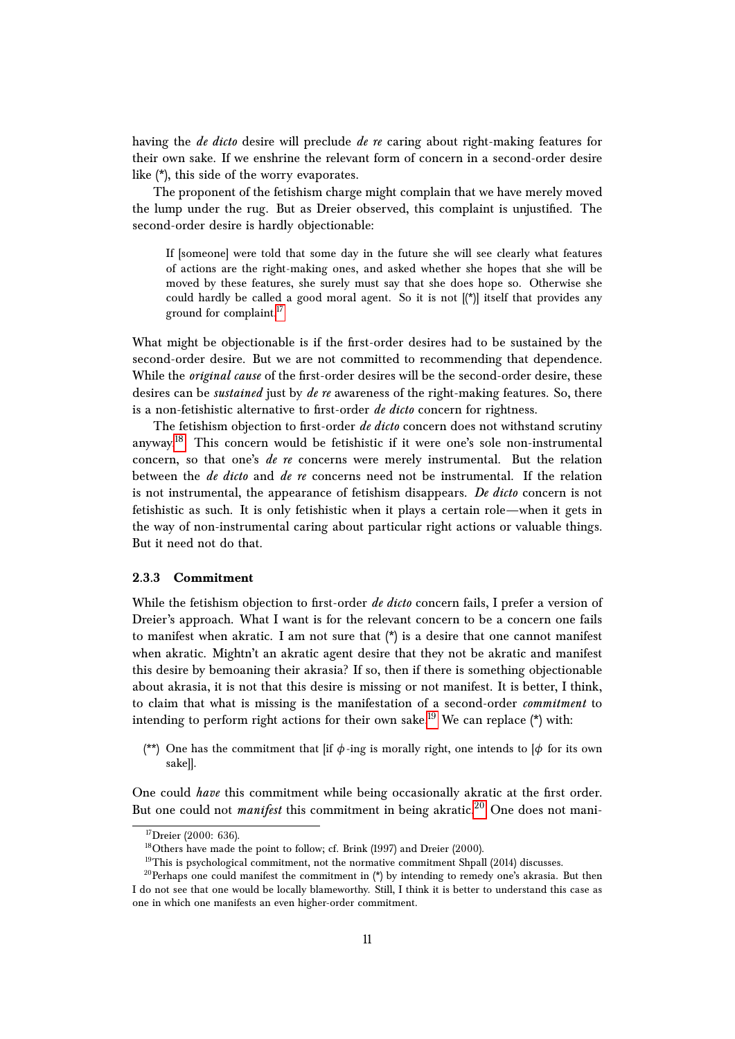having the *de dicto* desire will preclude *de re* caring about right-making features for their own sake. If we enshrine the relevant form of concern in a second-order desire like (*), this side of the worry evaporates.

The proponent of the fetishism charge might complain that we have merely moved the lump under the rug. But as Dreier observed, this complaint is unjustified. The second-order desire is hardly objectionable:

> If [someone] were told that some day in the future she will see clearly what features of actions are the right-making ones, and asked whether she hopes that she will be moved by these features, she surely must say that she does hope so. Otherwise she could hardly be called a good moral agent. So it is not [(*)] itself that provides any ground for complaint.[17]

What might be objectionable is if the first-order desires had to be sustained by the second-order desire. But we are not committed to recommending that dependence. While the *original cause* of the first-order desires will be the second-order desire, these desires can be *sustained* just by *de re* awareness of the right-making features. So, there is a non-fetishistic alternative to first-order *de dicto* concern for rightness.

The fetishism objection to first-order *de dicto* concern does not withstand scrutiny anyway.[18] This concern would be fetishistic if it were one's sole non-instrumental concern, so that one's *de re* concerns were merely instrumental. But the relation between the *de dicto* and *de re* concerns need not be instrumental. If the relation is not instrumental, the appearance of fetishism disappears. *De dicto* concern is not fetishistic as such. It is only fetishistic when it plays a certain role—when it gets in the way of non-instrumental caring about particular right actions or valuable things. But it need not do that.

### 2.3.3 Commitment

While the fetishism objection to first-order *de dicto* concern fails, I prefer a version of Dreier's approach. What I want is for the relevant concern to be a concern one fails to manifest when akratic. I am not sure that (*) is a desire that one cannot manifest when akratic. Mightn't an akratic agent desire that they not be akratic and manifest this desire by bemoaning their akrasia? If so, then if there is something objectionable about akrasia, it is not that this desire is missing or not manifest. It is better, I think, to claim that what is missing is the manifestation of a second-order *commitment* to intending to perform right actions for their own sake.[19] We can replace (*) with:

(**) One has the commitment that [if $\phi$-ing is morally right, one intends to [$\phi$ for its own sake]].

One could *have* this commitment while being occasionally akratic at the first order. But one could not *manifest* this commitment in being akratic.[20] One does not mani-

---

[17] Dreier (2000: 636).

[18] Others have made the point to follow; cf. Brink (1997) and Dreier (2000).

[19] This is psychological commitment, not the normative commitment Shpall (2014) discusses.

[20] Perhaps one could manifest the commitment in (*) by intending to remedy one's akrasia. But then I do not see that one would be locally blameworthy. Still, I think it is better to understand this case as one in which one manifests an even higher-order commitment.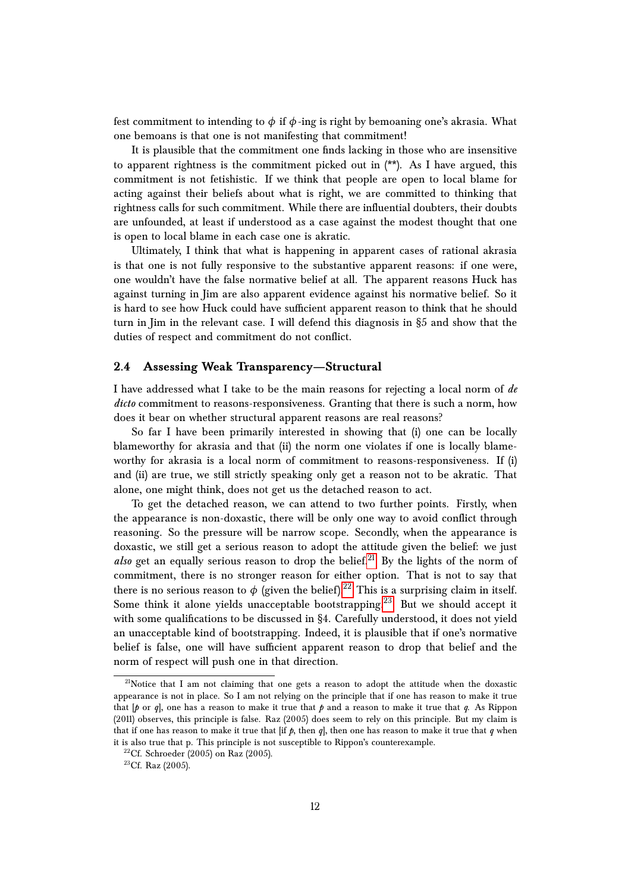fest commitment to intending to $\phi$ if $\phi$-ing is right by bemoaning one's akrasia. What one bemoans is that one is not manifesting that commitment!

It is plausible that the commitment one finds lacking in those who are insensitive to apparent rightness is the commitment picked out in (**). As I have argued, this commitment is not fetishistic. If we think that people are open to local blame for acting against their beliefs about what is right, we are committed to thinking that rightness calls for such commitment. While there are influential doubters, their doubts are unfounded, at least if understood as a case against the modest thought that one is open to local blame in each case one is akratic.

Ultimately, I think that what is happening in apparent cases of rational akrasia is that one is not fully responsive to the substantive apparent reasons: if one were, one wouldn't have the false normative belief at all. The apparent reasons Huck has against turning in Jim are also apparent evidence against his normative belief. So it is hard to see how Huck could have sufficient apparent reason to think that he should turn in Jim in the relevant case. I will defend this diagnosis in §5 and show that the duties of respect and commitment do not conflict.

### 2.4 Assessing Weak Transparency—Structural

I have addressed what I take to be the main reasons for rejecting a local norm of *de dicto* commitment to reasons-responsiveness. Granting that there is such a norm, how does it bear on whether structural apparent reasons are real reasons?

So far I have been primarily interested in showing that (i) one can be locally blameworthy for akrasia and that (ii) the norm one violates if one is locally blameworthy for akrasia is a local norm of commitment to reasons-responsiveness. If (i) and (ii) are true, we still strictly speaking only get a reason not to be akratic. That alone, one might think, does not get us the detached reason to act.

To get the detached reason, we can attend to two further points. Firstly, when the appearance is non-doxastic, there will be only one way to avoid conflict through reasoning. So the pressure will be narrow scope. Secondly, when the appearance is doxastic, we still get a serious reason to adopt the attitude given the belief: we just *also* get an equally serious reason to drop the belief.[21] By the lights of the norm of commitment, there is no stronger reason for either option. That is not to say that there is no serious reason to $\phi$ (given the belief).[22] This is a surprising claim in itself. Some think it alone yields unacceptable bootstrapping.[23] But we should accept it with some qualifications to be discussed in §4. Carefully understood, it does not yield an unacceptable kind of bootstrapping. Indeed, it is plausible that if one's normative belief is false, one will have sufficient apparent reason to drop that belief and the norm of respect will push one in that direction.

---

[21] Notice that I am not claiming that one gets a reason to adopt the attitude when the doxastic appearance is not in place. So I am not relying on the principle that if one has reason to make it true that [$p$ or $q$], one has a reason to make it true that $p$ and a reason to make it true that $q$. As Rippon (2011) observes, this principle is false. Raz (2005) does seem to rely on this principle. But my claim is that if one has reason to make it true that [if $p$, then $q$], then one has reason to make it true that $q$ when it is also true that p. This principle is not susceptible to Rippon's counterexample.

[22] Cf. Schroeder (2005) on Raz (2005).

[23] Cf. Raz (2005).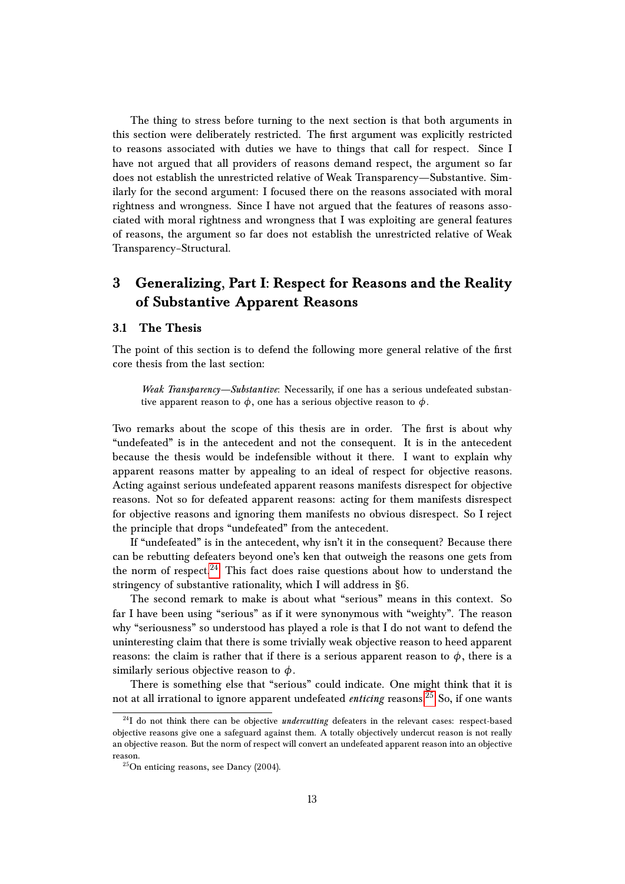The thing to stress before turning to the next section is that both arguments in this section were deliberately restricted. The first argument was explicitly restricted to reasons associated with duties we have to things that call for respect. Since I have not argued that all providers of reasons demand respect, the argument so far does not establish the unrestricted relative of Weak Transparency—Substantive. Similarly for the second argument: I focused there on the reasons associated with moral rightness and wrongness. Since I have not argued that the features of reasons associated with moral rightness and wrongness that I was exploiting are general features of reasons, the argument so far does not establish the unrestricted relative of Weak Transparency–Structural.

## 3 Generalizing, Part I: Respect for Reasons and the Reality of Substantive Apparent Reasons

### 3.1 The Thesis

The point of this section is to defend the following more general relative of the first core thesis from the last section:

> *Weak Transparency—Substantive*: Necessarily, if one has a serious undefeated substantive apparent reason to $\phi$, one has a serious objective reason to $\phi$.

Two remarks about the scope of this thesis are in order. The first is about why "undefeated" is in the antecedent and not the consequent. It is in the antecedent because the thesis would be indefensible without it there. I want to explain why apparent reasons matter by appealing to an ideal of respect for objective reasons. Acting against serious undefeated apparent reasons manifests disrespect for objective reasons. Not so for defeated apparent reasons: acting for them manifests disrespect for objective reasons and ignoring them manifests no obvious disrespect. So I reject the principle that drops "undefeated" from the antecedent.

If "undefeated" is in the antecedent, why isn't it in the consequent? Because there can be rebutting defeaters beyond one's ken that outweigh the reasons one gets from the norm of respect.[24] This fact does raise questions about how to understand the stringency of substantive rationality, which I will address in §6.

The second remark to make is about what "serious" means in this context. So far I have been using "serious" as if it were synonymous with "weighty". The reason why "seriousness" so understood has played a role is that I do not want to defend the uninteresting claim that there is some trivially weak objective reason to heed apparent reasons: the claim is rather that if there is a serious apparent reason to $\phi$, there is a similarly serious objective reason to $\phi$.

There is something else that "serious" could indicate. One might think that it is not at all irrational to ignore apparent undefeated *enticing* reasons.[25] So, if one wants

---

[24] I do not think there can be objective *undercutting* defeaters in the relevant cases: respect-based objective reasons give one a safeguard against them. A totally objectively undercut reason is not really an objective reason. But the norm of respect will convert an undefeated apparent reason into an objective reason.

[25] On enticing reasons, see Dancy (2004).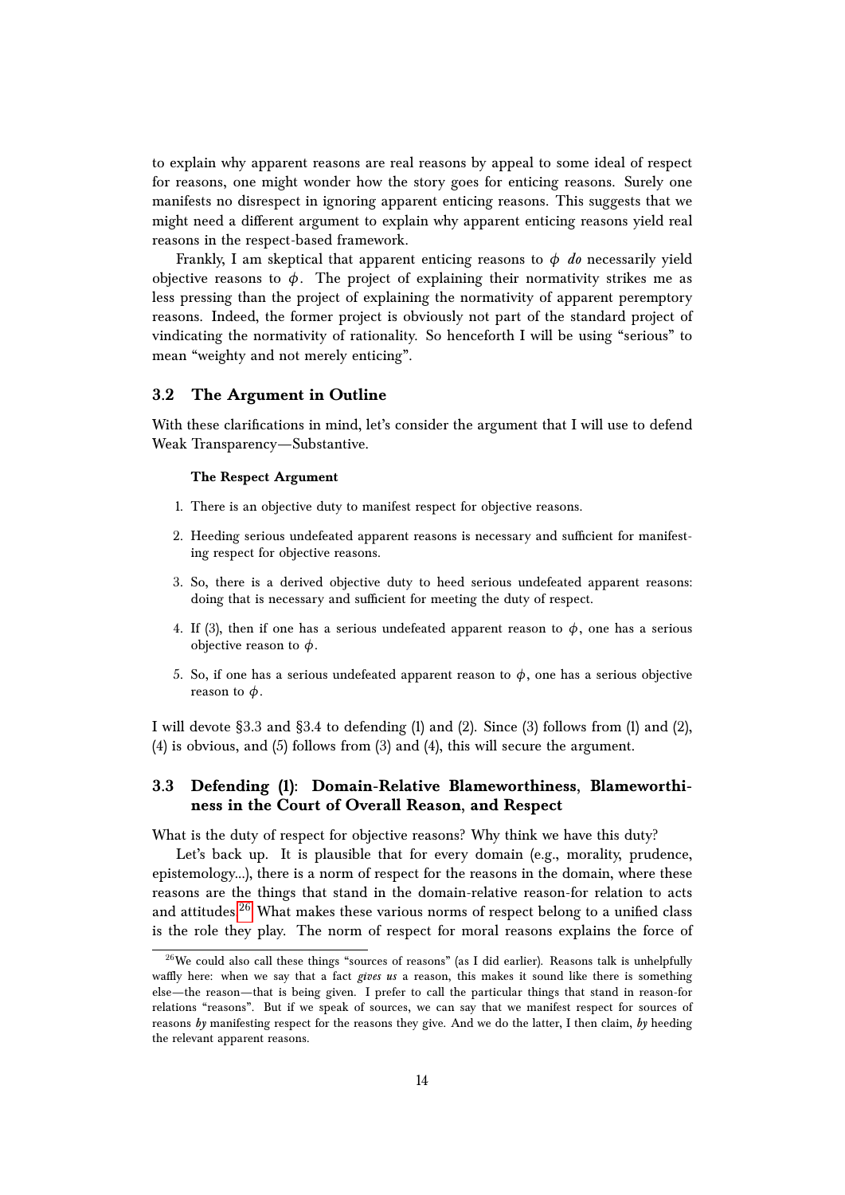to explain why apparent reasons are real reasons by appeal to some ideal of respect for reasons, one might wonder how the story goes for enticing reasons. Surely one manifests no disrespect in ignoring apparent enticing reasons. This suggests that we might need a different argument to explain why apparent enticing reasons yield real reasons in the respect-based framework.

Frankly, I am skeptical that apparent enticing reasons to $\phi$ *do* necessarily yield objective reasons to $\phi$. The project of explaining their normativity strikes me as less pressing than the project of explaining the normativity of apparent peremptory reasons. Indeed, the former project is obviously not part of the standard project of vindicating the normativity of rationality. So henceforth I will be using "serious" to mean "weighty and not merely enticing".

### 3.2 The Argument in Outline

With these clarifications in mind, let's consider the argument that I will use to defend Weak Transparency—Substantive.

**The Respect Argument**

1. There is an objective duty to manifest respect for objective reasons.
2. Heeding serious undefeated apparent reasons is necessary and sufficient for manifesting respect for objective reasons.
3. So, there is a derived objective duty to heed serious undefeated apparent reasons: doing that is necessary and sufficient for meeting the duty of respect.
4. If (3), then if one has a serious undefeated apparent reason to $\phi$, one has a serious objective reason to $\phi$.
5. So, if one has a serious undefeated apparent reason to $\phi$, one has a serious objective reason to $\phi$.

I will devote §3.3 and §3.4 to defending (1) and (2). Since (3) follows from (1) and (2), (4) is obvious, and (5) follows from (3) and (4), this will secure the argument.

### 3.3 Defending (1): Domain-Relative Blameworthiness, Blameworthiness in the Court of Overall Reason, and Respect

What is the duty of respect for objective reasons? Why think we have this duty?

Let's back up. It is plausible that for every domain (e.g., morality, prudence, epistemology...), there is a norm of respect for the reasons in the domain, where these reasons are the things that stand in the domain-relative reason-for relation to acts and attitudes.[26] What makes these various norms of respect belong to a unified class is the role they play. The norm of respect for moral reasons explains the force of

[26] We could also call these things "sources of reasons" (as I did earlier). Reasons talk is unhelpfully waffly here: when we say that a fact *gives us* a reason, this makes it sound like there is something else—the reason—that is being given. I prefer to call the particular things that stand in reason-for relations "reasons". But if we speak of sources, we can say that we manifest respect for sources of reasons *by* manifesting respect for the reasons they give. And we do the latter, I then claim, *by* heeding the relevant apparent reasons.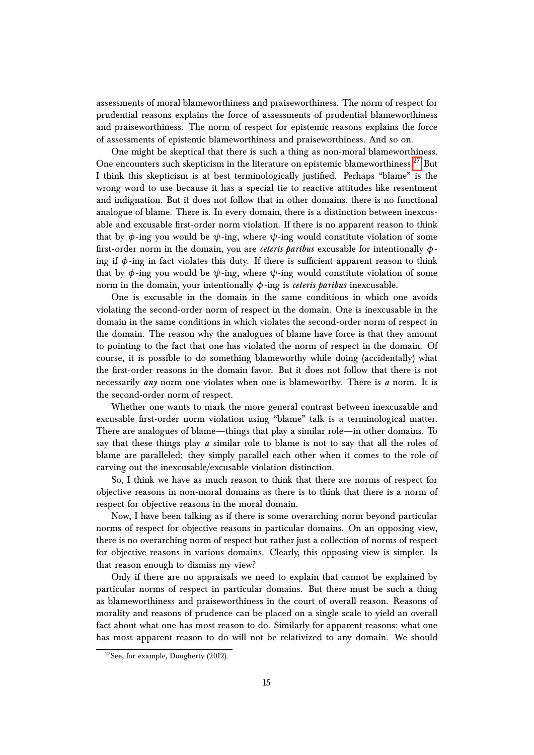assessments of moral blameworthiness and praiseworthiness. The norm of respect for prudential reasons explains the force of assessments of prudential blameworthiness and praiseworthiness. The norm of respect for epistemic reasons explains the force of assessments of epistemic blameworthiness and praiseworthiness. And so on.

One might be skeptical that there is such a thing as non-moral blameworthiness. One encounters such skepticism in the literature on epistemic blameworthiness.[27] But I think this skepticism is at best terminologically justified. Perhaps "blame" is the wrong word to use because it has a special tie to reactive attitudes like resentment and indignation. But it does not follow that in other domains, there is no functional analogue of blame. There is. In every domain, there is a distinction between inexcusable and excusable first-order norm violation. If there is no apparent reason to think that by $\phi$-ing you would be $\psi$-ing, where $\psi$-ing would constitute violation of some first-order norm in the domain, you are *ceteris paribus* excusable for intentionally $\phi$-ing if $\phi$-ing in fact violates this duty. If there is sufficient apparent reason to think that by $\phi$-ing you would be $\psi$-ing, where $\psi$-ing would constitute violation of some norm in the domain, your intentionally $\phi$-ing is *ceteris paribus* inexcusable.

One is excusable in the domain in the same conditions in which one avoids violating the second-order norm of respect in the domain. One is inexcusable in the domain in the same conditions in which violates the second-order norm of respect in the domain. The reason why the analogues of blame have force is that they amount to pointing to the fact that one has violated the norm of respect in the domain. Of course, it is possible to do something blameworthy while doing (accidentally) what the first-order reasons in the domain favor. But it does not follow that there is not necessarily *any* norm one violates when one is blameworthy. There is *a* norm. It is the second-order norm of respect.

Whether one wants to mark the more general contrast between inexcusable and excusable first-order norm violation using "blame" talk is a terminological matter. There are analogues of blame—things that play a similar role—in other domains. To say that these things play *a* similar role to blame is not to say that all the roles of blame are paralleled: they simply parallel each other when it comes to the role of carving out the inexcusable/excusable violation distinction.

So, I think we have as much reason to think that there are norms of respect for objective reasons in non-moral domains as there is to think that there is a norm of respect for objective reasons in the moral domain.

Now, I have been talking as if there is some overarching norm beyond particular norms of respect for objective reasons in particular domains. On an opposing view, there is no overarching norm of respect but rather just a collection of norms of respect for objective reasons in various domains. Clearly, this opposing view is simpler. Is that reason enough to dismiss my view?

Only if there are no appraisals we need to explain that cannot be explained by particular norms of respect in particular domains. But there must be such a thing as blameworthiness and praiseworthiness in the court of overall reason. Reasons of morality and reasons of prudence can be placed on a single scale to yield an overall fact about what one has most reason to do. Similarly for apparent reasons: what one has most apparent reason to do will not be relativized to any domain. We should

[27] See, for example, Dougherty (2012).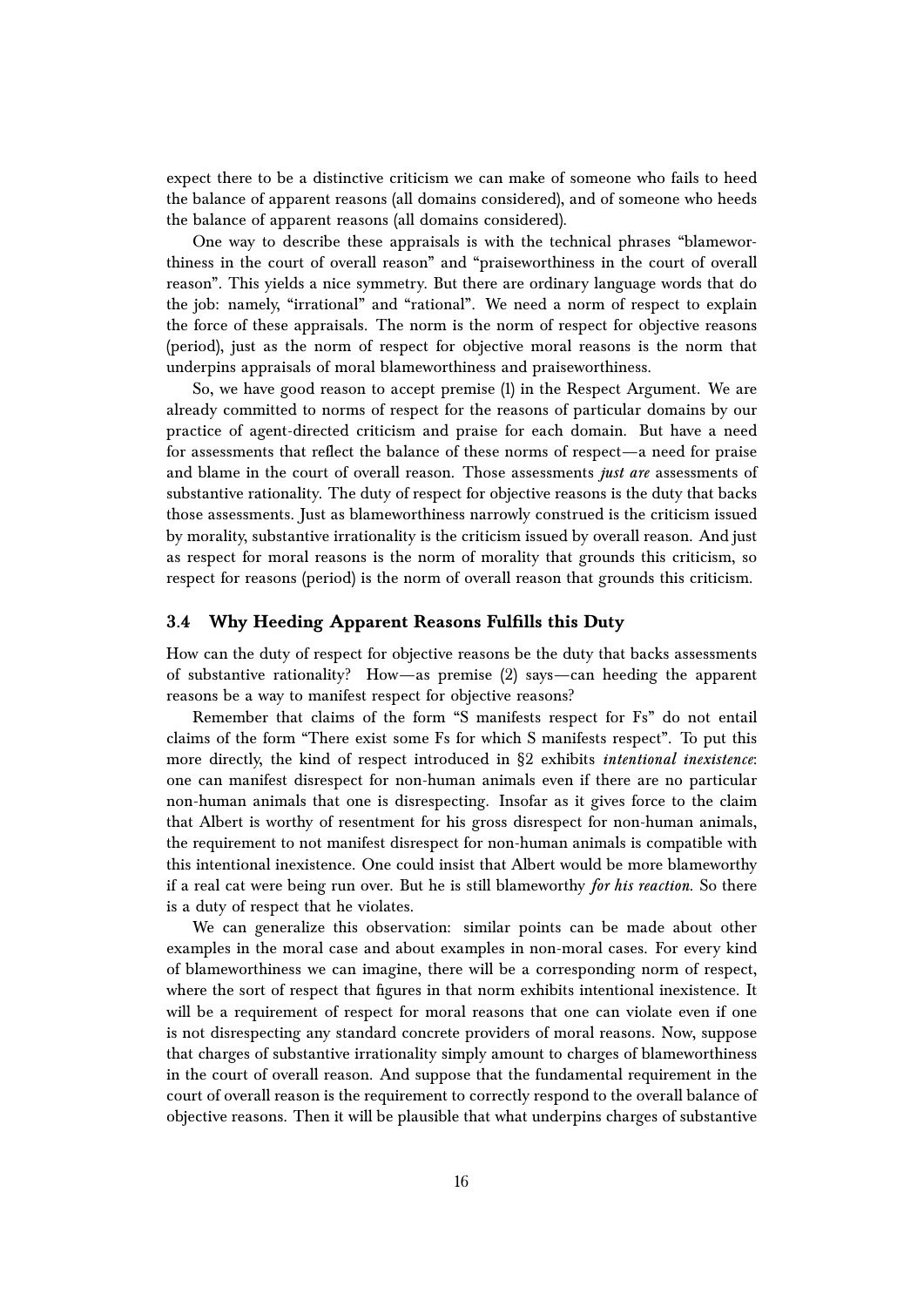expect there to be a distinctive criticism we can make of someone who fails to heed the balance of apparent reasons (all domains considered), and of someone who heeds the balance of apparent reasons (all domains considered).

One way to describe these appraisals is with the technical phrases "blameworthiness in the court of overall reason" and "praiseworthiness in the court of overall reason". This yields a nice symmetry. But there are ordinary language words that do the job: namely, "irrational" and "rational". We need a norm of respect to explain the force of these appraisals. The norm is the norm of respect for objective reasons (period), just as the norm of respect for objective moral reasons is the norm that underpins appraisals of moral blameworthiness and praiseworthiness.

So, we have good reason to accept premise (1) in the Respect Argument. We are already committed to norms of respect for the reasons of particular domains by our practice of agent-directed criticism and praise for each domain. But have a need for assessments that reflect the balance of these norms of respect—a need for praise and blame in the court of overall reason. Those assessments *just are* assessments of substantive rationality. The duty of respect for objective reasons is the duty that backs those assessments. Just as blameworthiness narrowly construed is the criticism issued by morality, substantive irrationality is the criticism issued by overall reason. And just as respect for moral reasons is the norm of morality that grounds this criticism, so respect for reasons (period) is the norm of overall reason that grounds this criticism.

### 3.4 Why Heeding Apparent Reasons Fulfills this Duty

How can the duty of respect for objective reasons be the duty that backs assessments of substantive rationality? How—as premise (2) says—can heeding the apparent reasons be a way to manifest respect for objective reasons?

Remember that claims of the form "S manifests respect for Fs" do not entail claims of the form "There exist some Fs for which S manifests respect". To put this more directly, the kind of respect introduced in §2 exhibits *intentional inexistence*: one can manifest disrespect for non-human animals even if there are no particular non-human animals that one is disrespecting. Insofar as it gives force to the claim that Albert is worthy of resentment for his gross disrespect for non-human animals, the requirement to not manifest disrespect for non-human animals is compatible with this intentional inexistence. One could insist that Albert would be more blameworthy if a real cat were being run over. But he is still blameworthy *for his reaction*. So there is a duty of respect that he violates.

We can generalize this observation: similar points can be made about other examples in the moral case and about examples in non-moral cases. For every kind of blameworthiness we can imagine, there will be a corresponding norm of respect, where the sort of respect that figures in that norm exhibits intentional inexistence. It will be a requirement of respect for moral reasons that one can violate even if one is not disrespecting any standard concrete providers of moral reasons. Now, suppose that charges of substantive irrationality simply amount to charges of blameworthiness in the court of overall reason. And suppose that the fundamental requirement in the court of overall reason is the requirement to correctly respond to the overall balance of objective reasons. Then it will be plausible that what underpins charges of substantive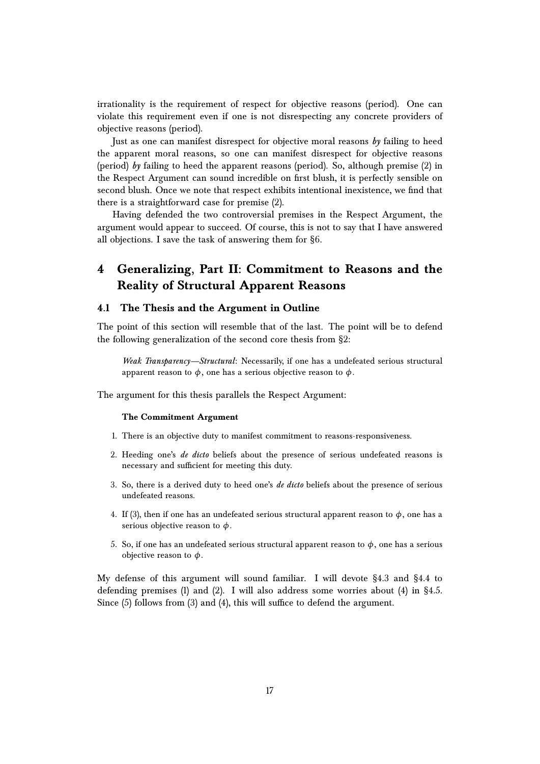irrationality is the requirement of respect for objective reasons (period). One can violate this requirement even if one is not disrespecting any concrete providers of objective reasons (period).

Just as one can manifest disrespect for objective moral reasons *by* failing to heed the apparent moral reasons, so one can manifest disrespect for objective reasons (period) *by* failing to heed the apparent reasons (period). So, although premise (2) in the Respect Argument can sound incredible on first blush, it is perfectly sensible on second blush. Once we note that respect exhibits intentional inexistence, we find that there is a straightforward case for premise (2).

Having defended the two controversial premises in the Respect Argument, the argument would appear to succeed. Of course, this is not to say that I have answered all objections. I save the task of answering them for §6.

# 4 Generalizing, Part II: Commitment to Reasons and the Reality of Structural Apparent Reasons

## 4.1 The Thesis and the Argument in Outline

The point of this section will resemble that of the last. The point will be to defend the following generalization of the second core thesis from §2:

> *Weak Transparency—Structural*: Necessarily, if one has a undefeated serious structural apparent reason to $\phi$, one has a serious objective reason to $\phi$.

The argument for this thesis parallels the Respect Argument:

**The Commitment Argument**

1. There is an objective duty to manifest commitment to reasons-responsiveness.
2. Heeding one's *de dicto* beliefs about the presence of serious undefeated reasons is necessary and sufficient for meeting this duty.
3. So, there is a derived duty to heed one's *de dicto* beliefs about the presence of serious undefeated reasons.
4. If (3), then if one has an undefeated serious structural apparent reason to $\phi$, one has a serious objective reason to $\phi$.
5. So, if one has an undefeated serious structural apparent reason to $\phi$, one has a serious objective reason to $\phi$.

My defense of this argument will sound familiar. I will devote §4.3 and §4.4 to defending premises (1) and (2). I will also address some worries about (4) in §4.5. Since (5) follows from (3) and (4), this will suffice to defend the argument.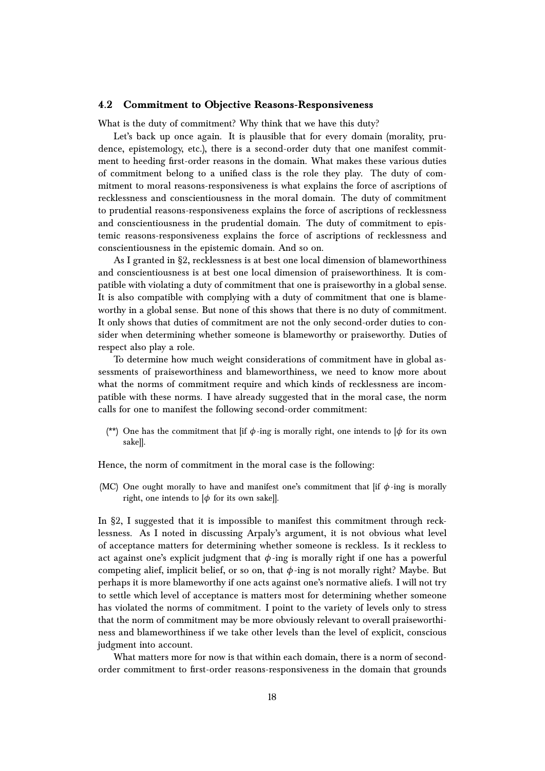### 4.2 Commitment to Objective Reasons-Responsiveness

What is the duty of commitment? Why think that we have this duty?

Let's back up once again. It is plausible that for every domain (morality, prudence, epistemology, etc.), there is a second-order duty that one manifest commitment to heeding first-order reasons in the domain. What makes these various duties of commitment belong to a unified class is the role they play. The duty of commitment to moral reasons-responsiveness is what explains the force of ascriptions of recklessness and conscientiousness in the moral domain. The duty of commitment to prudential reasons-responsiveness explains the force of ascriptions of recklessness and conscientiousness in the prudential domain. The duty of commitment to epistemic reasons-responsiveness explains the force of ascriptions of recklessness and conscientiousness in the epistemic domain. And so on.

As I granted in §2, recklessness is at best one local dimension of blameworthiness and conscientiousness is at best one local dimension of praiseworthiness. It is compatible with violating a duty of commitment that one is praiseworthy in a global sense. It is also compatible with complying with a duty of commitment that one is blameworthy in a global sense. But none of this shows that there is no duty of commitment. It only shows that duties of commitment are not the only second-order duties to consider when determining whether someone is blameworthy or praiseworthy. Duties of respect also play a role.

To determine how much weight considerations of commitment have in global assessments of praiseworthiness and blameworthiness, we need to know more about what the norms of commitment require and which kinds of recklessness are incompatible with these norms. I have already suggested that in the moral case, the norm calls for one to manifest the following second-order commitment:

(**) One has the commitment that [if $\phi$-ing is morally right, one intends to [$\phi$ for its own sake]].

Hence, the norm of commitment in the moral case is the following:

(MC) One ought morally to have and manifest one's commitment that [if $\phi$-ing is morally right, one intends to [$\phi$ for its own sake]].

In §2, I suggested that it is impossible to manifest this commitment through recklessness. As I noted in discussing Arpaly's argument, it is not obvious what level of acceptance matters for determining whether someone is reckless. Is it reckless to act against one's explicit judgment that $\phi$-ing is morally right if one has a powerful competing alief, implicit belief, or so on, that $\phi$-ing is not morally right? Maybe. But perhaps it is more blameworthy if one acts against one's normative aliefs. I will not try to settle which level of acceptance is matters most for determining whether someone has violated the norms of commitment. I point to the variety of levels only to stress that the norm of commitment may be more obviously relevant to overall praiseworthiness and blameworthiness if we take other levels than the level of explicit, conscious judgment into account.

What matters more for now is that within each domain, there is a norm of second-order commitment to first-order reasons-responsiveness in the domain that grounds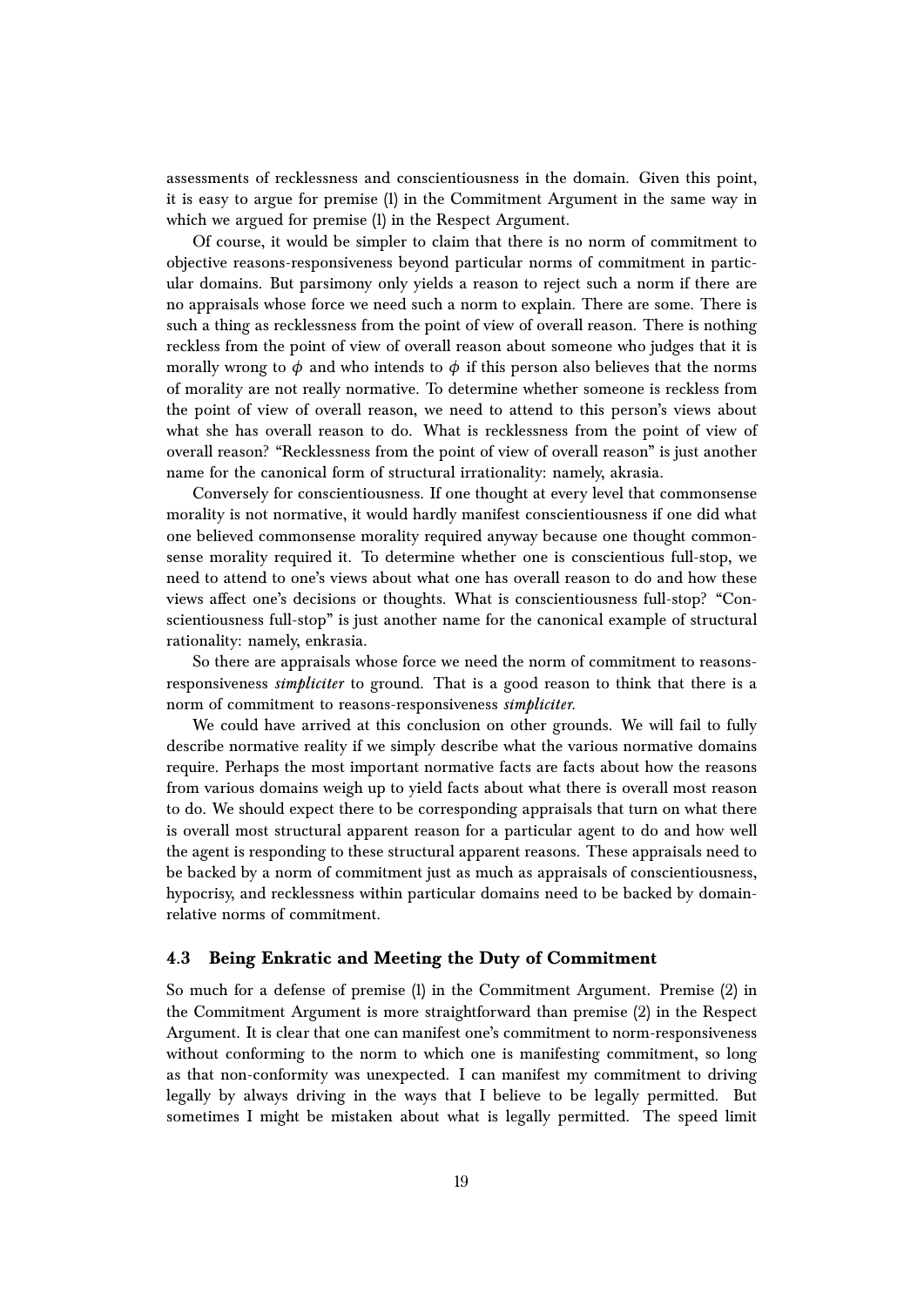assessments of recklessness and conscientiousness in the domain. Given this point, it is easy to argue for premise (1) in the Commitment Argument in the same way in which we argued for premise (1) in the Respect Argument.

Of course, it would be simpler to claim that there is no norm of commitment to objective reasons-responsiveness beyond particular norms of commitment in particular domains. But parsimony only yields a reason to reject such a norm if there are no appraisals whose force we need such a norm to explain. There are some. There is such a thing as recklessness from the point of view of overall reason. There is nothing reckless from the point of view of overall reason about someone who judges that it is morally wrong to $\phi$ and who intends to $\phi$ if this person also believes that the norms of morality are not really normative. To determine whether someone is reckless from the point of view of overall reason, we need to attend to this person's views about what she has overall reason to do. What is recklessness from the point of view of overall reason? "Recklessness from the point of view of overall reason" is just another name for the canonical form of structural irrationality: namely, akrasia.

Conversely for conscientiousness. If one thought at every level that commonsense morality is not normative, it would hardly manifest conscientiousness if one did what one believed commonsense morality required anyway because one thought commonsense morality required it. To determine whether one is conscientious full-stop, we need to attend to one's views about what one has overall reason to do and how these views affect one's decisions or thoughts. What is conscientiousness full-stop? "Conscientiousness full-stop" is just another name for the canonical example of structural rationality: namely, enkrasia.

So there are appraisals whose force we need the norm of commitment to reasons-responsiveness *simpliciter* to ground. That is a good reason to think that there is a norm of commitment to reasons-responsiveness *simpliciter*.

We could have arrived at this conclusion on other grounds. We will fail to fully describe normative reality if we simply describe what the various normative domains require. Perhaps the most important normative facts are facts about how the reasons from various domains weigh up to yield facts about what there is overall most reason to do. We should expect there to be corresponding appraisals that turn on what there is overall most structural apparent reason for a particular agent to do and how well the agent is responding to these structural apparent reasons. These appraisals need to be backed by a norm of commitment just as much as appraisals of conscientiousness, hypocrisy, and recklessness within particular domains need to be backed by domain-relative norms of commitment.

### 4.3 Being Enkratic and Meeting the Duty of Commitment

So much for a defense of premise (1) in the Commitment Argument. Premise (2) in the Commitment Argument is more straightforward than premise (2) in the Respect Argument. It is clear that one can manifest one's commitment to norm-responsiveness without conforming to the norm to which one is manifesting commitment, so long as that non-conformity was unexpected. I can manifest my commitment to driving legally by always driving in the ways that I believe to be legally permitted. But sometimes I might be mistaken about what is legally permitted. The speed limit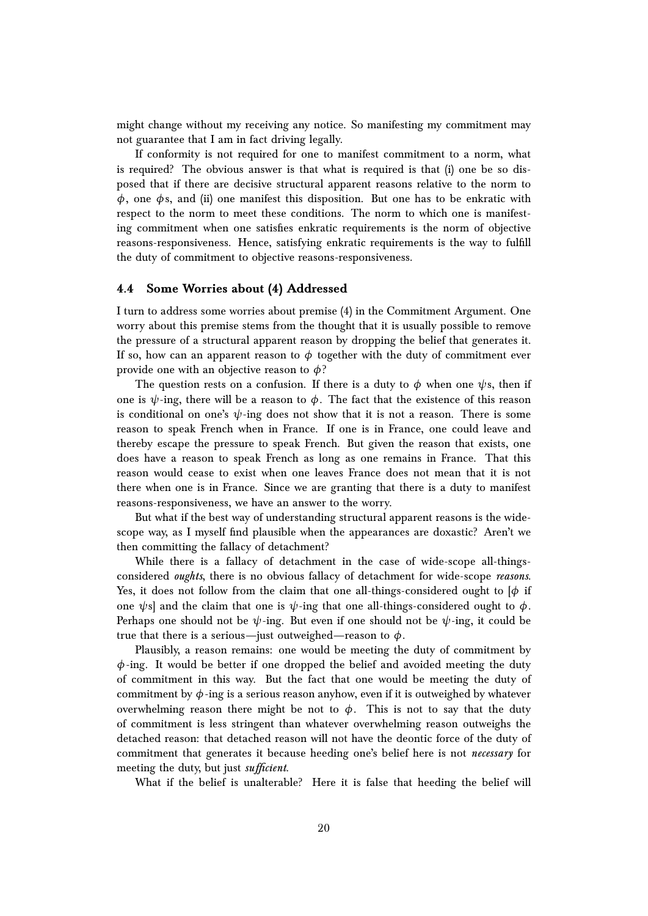might change without my receiving any notice. So manifesting my commitment may not guarantee that I am in fact driving legally.

If conformity is not required for one to manifest commitment to a norm, what is required? The obvious answer is that what is required is that (i) one be so disposed that if there are decisive structural apparent reasons relative to the norm to $\phi$, one $\phi$s, and (ii) one manifest this disposition. But one has to be enkratic with respect to the norm to meet these conditions. The norm to which one is manifesting commitment when one satisfies enkratic requirements is the norm of objective reasons-responsiveness. Hence, satisfying enkratic requirements is the way to fulfill the duty of commitment to objective reasons-responsiveness.

### 4.4 Some Worries about (4) Addressed

I turn to address some worries about premise (4) in the Commitment Argument. One worry about this premise stems from the thought that it is usually possible to remove the pressure of a structural apparent reason by dropping the belief that generates it. If so, how can an apparent reason to $\phi$ together with the duty of commitment ever provide one with an objective reason to $\phi$?

The question rests on a confusion. If there is a duty to $\phi$ when one $\psi$s, then if one is $\psi$-ing, there will be a reason to $\phi$. The fact that the existence of this reason is conditional on one's $\psi$-ing does not show that it is not a reason. There is some reason to speak French when in France. If one is in France, one could leave and thereby escape the pressure to speak French. But given the reason that exists, one does have a reason to speak French as long as one remains in France. That this reason would cease to exist when one leaves France does not mean that it is not there when one is in France. Since we are granting that there is a duty to manifest reasons-responsiveness, we have an answer to the worry.

But what if the best way of understanding structural apparent reasons is the wide-scope way, as I myself find plausible when the appearances are doxastic? Aren't we then committing the fallacy of detachment?

While there is a fallacy of detachment in the case of wide-scope all-things-considered *oughts*, there is no obvious fallacy of detachment for wide-scope *reasons*. Yes, it does not follow from the claim that one all-things-considered ought to [$\phi$ if one $\psi$s] and the claim that one is $\psi$-ing that one all-things-considered ought to $\phi$. Perhaps one should not be $\psi$-ing. But even if one should not be $\psi$-ing, it could be true that there is a serious—just outweighed—reason to $\phi$.

Plausibly, a reason remains: one would be meeting the duty of commitment by $\phi$-ing. It would be better if one dropped the belief and avoided meeting the duty of commitment in this way. But the fact that one would be meeting the duty of commitment by $\phi$-ing is a serious reason anyhow, even if it is outweighed by whatever overwhelming reason there might be not to $\phi$. This is not to say that the duty of commitment is less stringent than whatever overwhelming reason outweighs the detached reason: that detached reason will not have the deontic force of the duty of commitment that generates it because heeding one's belief here is not *necessary* for meeting the duty, but just *sufficient*.

What if the belief is unalterable? Here it is false that heeding the belief will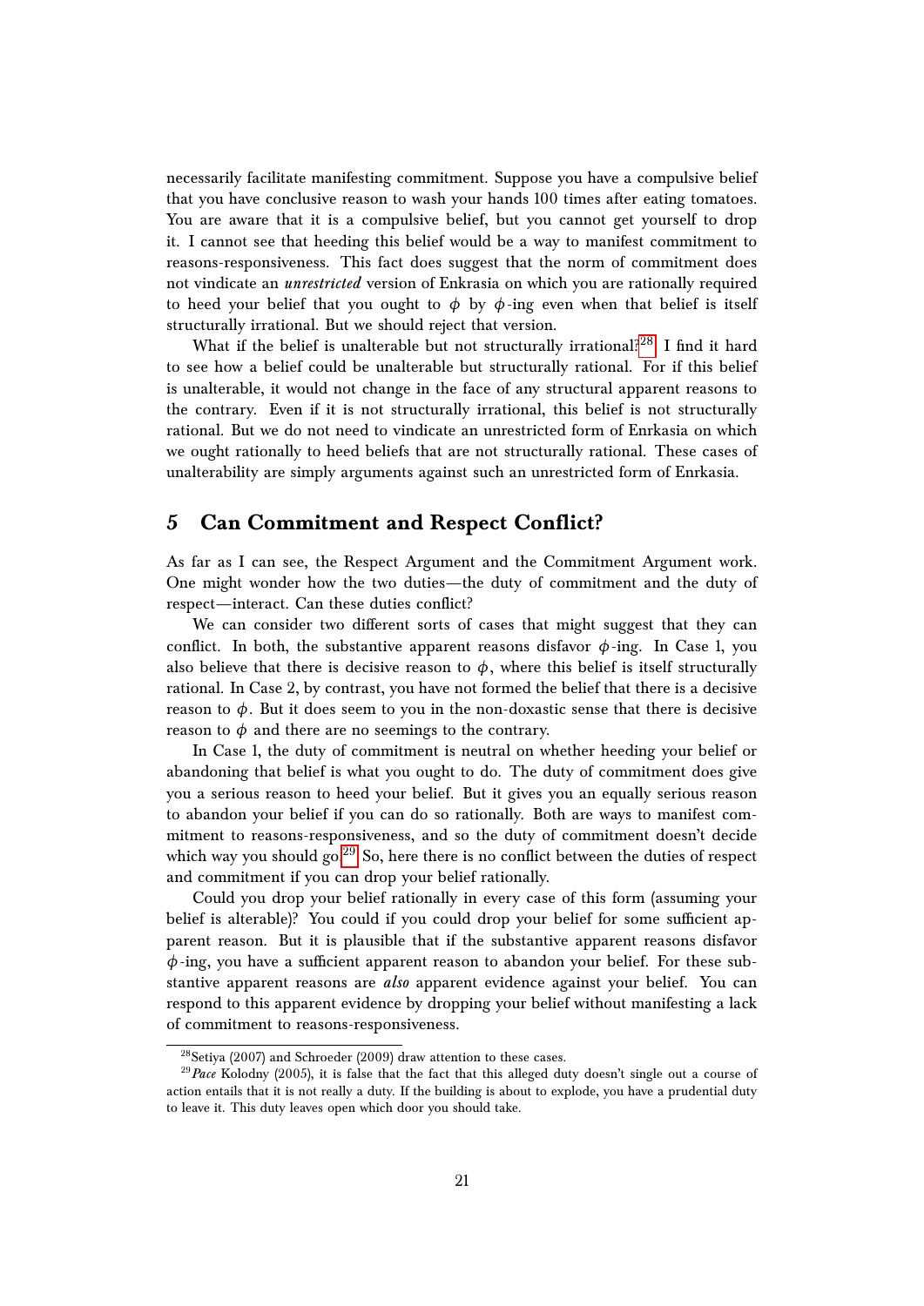necessarily facilitate manifesting commitment. Suppose you have a compulsive belief that you have conclusive reason to wash your hands 100 times after eating tomatoes. You are aware that it is a compulsive belief, but you cannot get yourself to drop it. I cannot see that heeding this belief would be a way to manifest commitment to reasons-responsiveness. This fact does suggest that the norm of commitment does not vindicate an *unrestricted* version of Enkrasia on which you are rationally required to heed your belief that you ought to $\phi$ by $\phi$-ing even when that belief is itself structurally irrational. But we should reject that version.

What if the belief is unalterable but not structurally irrational?[28] I find it hard to see how a belief could be unalterable but structurally rational. For if this belief is unalterable, it would not change in the face of any structural apparent reasons to the contrary. Even if it is not structurally irrational, this belief is not structurally rational. But we do not need to vindicate an unrestricted form of Enrkasia on which we ought rationally to heed beliefs that are not structurally rational. These cases of unalterability are simply arguments against such an unrestricted form of Enrkasia.

## 5 Can Commitment and Respect Conflict?

As far as I can see, the Respect Argument and the Commitment Argument work. One might wonder how the two duties—the duty of commitment and the duty of respect—interact. Can these duties conflict?

We can consider two different sorts of cases that might suggest that they can conflict. In both, the substantive apparent reasons disfavor $\phi$-ing. In Case 1, you also believe that there is decisive reason to $\phi$, where this belief is itself structurally rational. In Case 2, by contrast, you have not formed the belief that there is a decisive reason to $\phi$. But it does seem to you in the non-doxastic sense that there is decisive reason to $\phi$ and there are no seemings to the contrary.

In Case 1, the duty of commitment is neutral on whether heeding your belief or abandoning that belief is what you ought to do. The duty of commitment does give you a serious reason to heed your belief. But it gives you an equally serious reason to abandon your belief if you can do so rationally. Both are ways to manifest commitment to reasons-responsiveness, and so the duty of commitment doesn't decide which way you should go.[29] So, here there is no conflict between the duties of respect and commitment if you can drop your belief rationally.

Could you drop your belief rationally in every case of this form (assuming your belief is alterable)? You could if you could drop your belief for some sufficient apparent reason. But it is plausible that if the substantive apparent reasons disfavor $\phi$-ing, you have a sufficient apparent reason to abandon your belief. For these substantive apparent reasons are *also* apparent evidence against your belief. You can respond to this apparent evidence by dropping your belief without manifesting a lack of commitment to reasons-responsiveness.

---

[28] Setiya (2007) and Schroeder (2009) draw attention to these cases.

[29] *Pace* Kolodny (2005), it is false that the fact that this alleged duty doesn't single out a course of action entails that it is not really a duty. If the building is about to explode, you have a prudential duty to leave it. This duty leaves open which door you should take.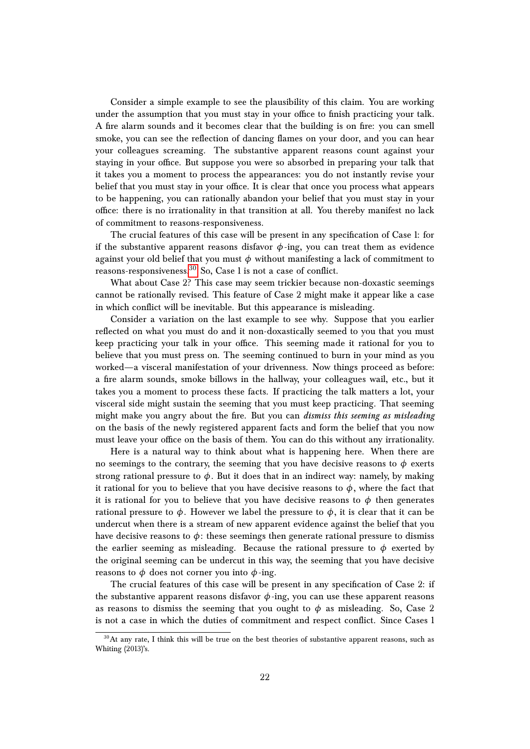Consider a simple example to see the plausibility of this claim. You are working under the assumption that you must stay in your office to finish practicing your talk. A fire alarm sounds and it becomes clear that the building is on fire: you can smell smoke, you can see the reflection of dancing flames on your door, and you can hear your colleagues screaming. The substantive apparent reasons count against your staying in your office. But suppose you were so absorbed in preparing your talk that it takes you a moment to process the appearances: you do not instantly revise your belief that you must stay in your office. It is clear that once you process what appears to be happening, you can rationally abandon your belief that you must stay in your office: there is no irrationality in that transition at all. You thereby manifest no lack of commitment to reasons-responsiveness.

The crucial features of this case will be present in any specification of Case 1: for if the substantive apparent reasons disfavor $\phi$-ing, you can treat them as evidence against your old belief that you must $\phi$ without manifesting a lack of commitment to reasons-responsiveness.[30] So, Case 1 is not a case of conflict.

What about Case 2? This case may seem trickier because non-doxastic seemings cannot be rationally revised. This feature of Case 2 might make it appear like a case in which conflict will be inevitable. But this appearance is misleading.

Consider a variation on the last example to see why. Suppose that you earlier reflected on what you must do and it non-doxastically seemed to you that you must keep practicing your talk in your office. This seeming made it rational for you to believe that you must press on. The seeming continued to burn in your mind as you worked—a visceral manifestation of your drivenness. Now things proceed as before: a fire alarm sounds, smoke billows in the hallway, your colleagues wail, etc., but it takes you a moment to process these facts. If practicing the talk matters a lot, your visceral side might sustain the seeming that you must keep practicing. That seeming might make you angry about the fire. But you can *dismiss this seeming as misleading* on the basis of the newly registered apparent facts and form the belief that you now must leave your office on the basis of them. You can do this without any irrationality.

Here is a natural way to think about what is happening here. When there are no seemings to the contrary, the seeming that you have decisive reasons to $\phi$ exerts strong rational pressure to $\phi$. But it does that in an indirect way: namely, by making it rational for you to believe that you have decisive reasons to $\phi$, where the fact that it is rational for you to believe that you have decisive reasons to $\phi$ then generates rational pressure to $\phi$. However we label the pressure to $\phi$, it is clear that it can be undercut when there is a stream of new apparent evidence against the belief that you have decisive reasons to $\phi$: these seemings then generate rational pressure to dismiss the earlier seeming as misleading. Because the rational pressure to $\phi$ exerted by the original seeming can be undercut in this way, the seeming that you have decisive reasons to $\phi$ does not corner you into $\phi$-ing.

The crucial features of this case will be present in any specification of Case 2: if the substantive apparent reasons disfavor $\phi$-ing, you can use these apparent reasons as reasons to dismiss the seeming that you ought to $\phi$ as misleading. So, Case 2 is not a case in which the duties of commitment and respect conflict. Since Cases 1

[30] At any rate, I think this will be true on the best theories of substantive apparent reasons, such as Whiting (2013)'s.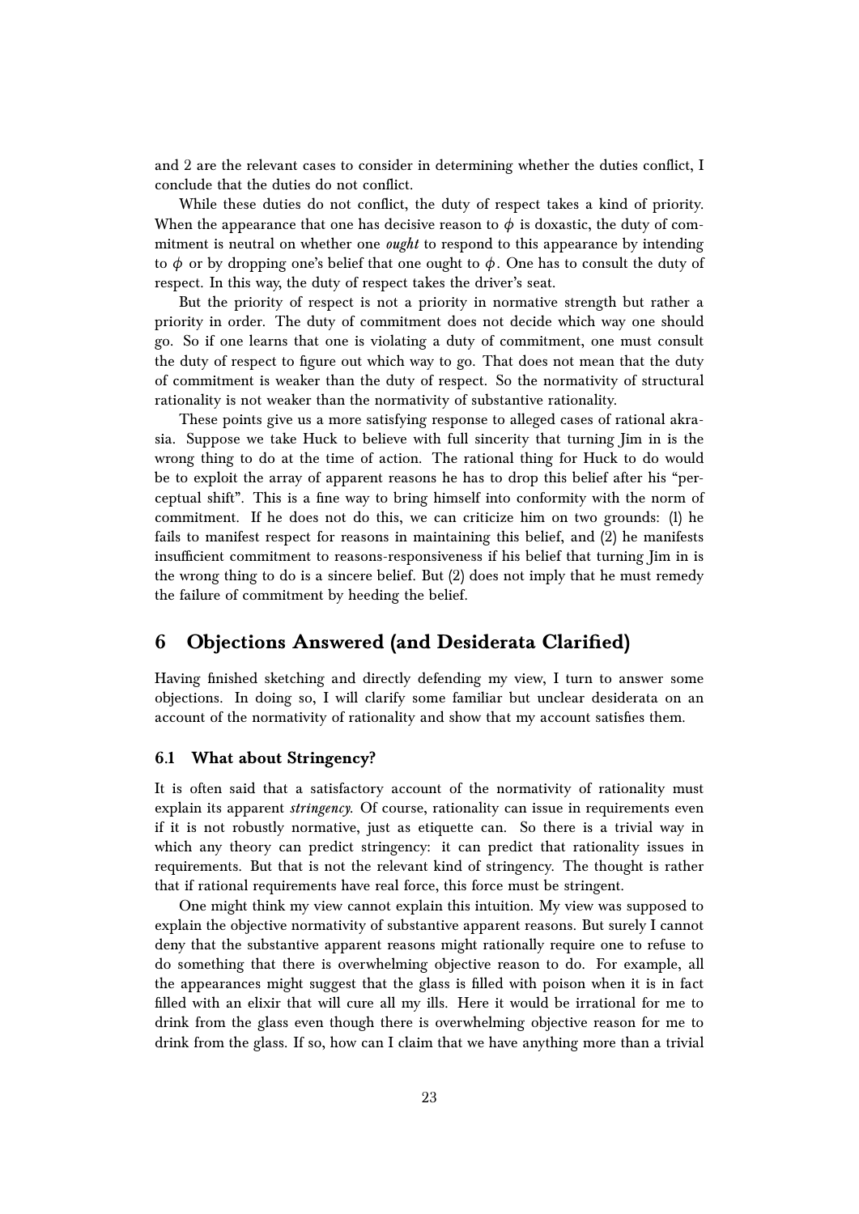and 2 are the relevant cases to consider in determining whether the duties conflict, I conclude that the duties do not conflict.

While these duties do not conflict, the duty of respect takes a kind of priority. When the appearance that one has decisive reason to $\phi$ is doxastic, the duty of commitment is neutral on whether one *ought* to respond to this appearance by intending to $\phi$ or by dropping one's belief that one ought to $\phi$. One has to consult the duty of respect. In this way, the duty of respect takes the driver's seat.

But the priority of respect is not a priority in normative strength but rather a priority in order. The duty of commitment does not decide which way one should go. So if one learns that one is violating a duty of commitment, one must consult the duty of respect to figure out which way to go. That does not mean that the duty of commitment is weaker than the duty of respect. So the normativity of structural rationality is not weaker than the normativity of substantive rationality.

These points give us a more satisfying response to alleged cases of rational akrasia. Suppose we take Huck to believe with full sincerity that turning Jim in is the wrong thing to do at the time of action. The rational thing for Huck to do would be to exploit the array of apparent reasons he has to drop this belief after his "perceptual shift". This is a fine way to bring himself into conformity with the norm of commitment. If he does not do this, we can criticize him on two grounds: (1) he fails to manifest respect for reasons in maintaining this belief, and (2) he manifests insufficient commitment to reasons-responsiveness if his belief that turning Jim in is the wrong thing to do is a sincere belief. But (2) does not imply that he must remedy the failure of commitment by heeding the belief.

## 6 Objections Answered (and Desiderata Clarified)

Having finished sketching and directly defending my view, I turn to answer some objections. In doing so, I will clarify some familiar but unclear desiderata on an account of the normativity of rationality and show that my account satisfies them.

### 6.1 What about Stringency?

It is often said that a satisfactory account of the normativity of rationality must explain its apparent *stringency.* Of course, rationality can issue in requirements even if it is not robustly normative, just as etiquette can. So there is a trivial way in which any theory can predict stringency: it can predict that rationality issues in requirements. But that is not the relevant kind of stringency. The thought is rather that if rational requirements have real force, this force must be stringent.

One might think my view cannot explain this intuition. My view was supposed to explain the objective normativity of substantive apparent reasons. But surely I cannot deny that the substantive apparent reasons might rationally require one to refuse to do something that there is overwhelming objective reason to do. For example, all the appearances might suggest that the glass is filled with poison when it is in fact filled with an elixir that will cure all my ills. Here it would be irrational for me to drink from the glass even though there is overwhelming objective reason for me to drink from the glass. If so, how can I claim that we have anything more than a trivial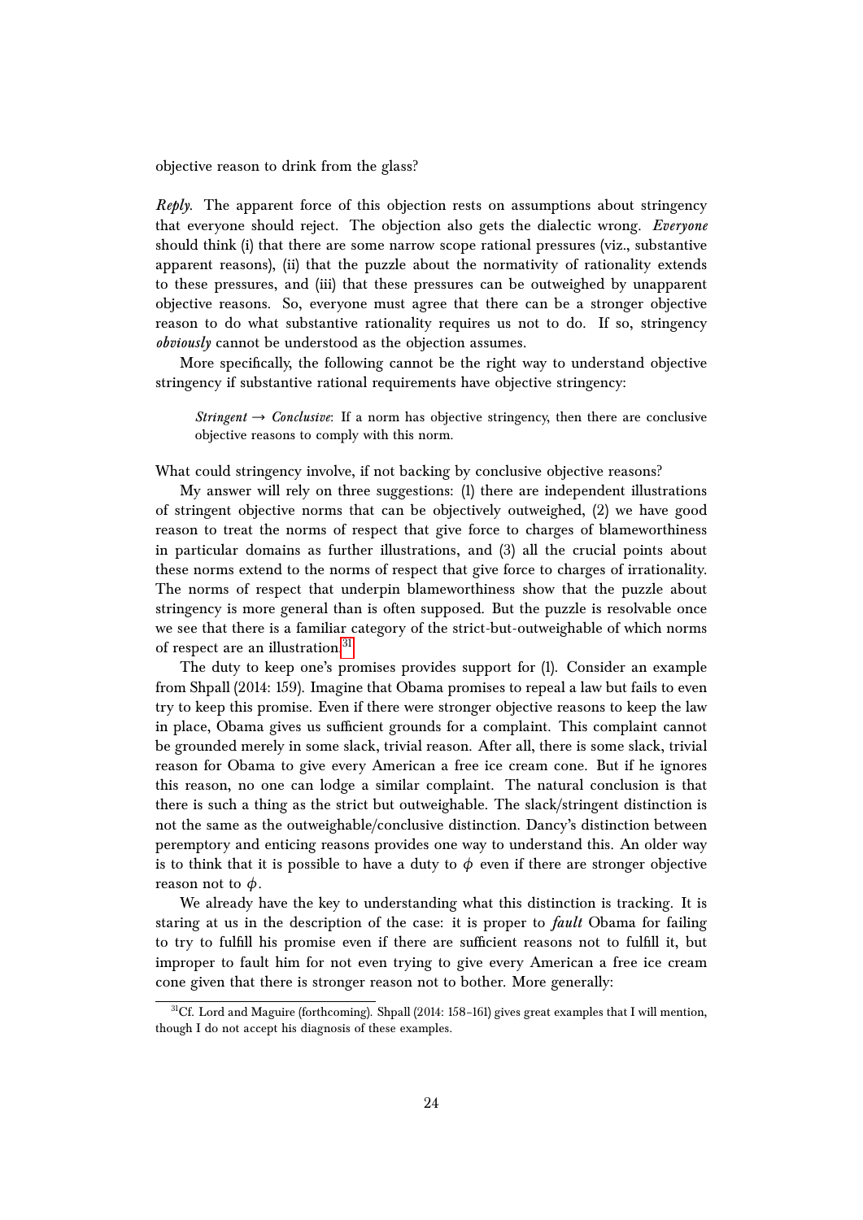objective reason to drink from the glass?

*Reply*. The apparent force of this objection rests on assumptions about stringency that everyone should reject. The objection also gets the dialectic wrong. *Everyone* should think (i) that there are some narrow scope rational pressures (viz., substantive apparent reasons), (ii) that the puzzle about the normativity of rationality extends to these pressures, and (iii) that these pressures can be outweighed by unapparent objective reasons. So, everyone must agree that there can be a stronger objective reason to do what substantive rationality requires us not to do. If so, stringency *obviously* cannot be understood as the objection assumes.

More specifically, the following cannot be the right way to understand objective stringency if substantive rational requirements have objective stringency:

> *Stringent → Conclusive*: If a norm has objective stringency, then there are conclusive objective reasons to comply with this norm.

What could stringency involve, if not backing by conclusive objective reasons?

My answer will rely on three suggestions: (1) there are independent illustrations of stringent objective norms that can be objectively outweighed, (2) we have good reason to treat the norms of respect that give force to charges of blameworthiness in particular domains as further illustrations, and (3) all the crucial points about these norms extend to the norms of respect that give force to charges of irrationality. The norms of respect that underpin blameworthiness show that the puzzle about stringency is more general than is often supposed. But the puzzle is resolvable once we see that there is a familiar category of the strict-but-outweighable of which norms of respect are an illustration.[31]

The duty to keep one's promises provides support for (1). Consider an example from Shpall (2014: 159). Imagine that Obama promises to repeal a law but fails to even try to keep this promise. Even if there were stronger objective reasons to keep the law in place, Obama gives us sufficient grounds for a complaint. This complaint cannot be grounded merely in some slack, trivial reason. After all, there is some slack, trivial reason for Obama to give every American a free ice cream cone. But if he ignores this reason, no one can lodge a similar complaint. The natural conclusion is that there is such a thing as the strict but outweighable. The slack/stringent distinction is not the same as the outweighable/conclusive distinction. Dancy's distinction between peremptory and enticing reasons provides one way to understand this. An older way is to think that it is possible to have a duty to $\phi$ even if there are stronger objective reason not to $\phi$.

We already have the key to understanding what this distinction is tracking. It is staring at us in the description of the case: it is proper to *fault* Obama for failing to try to fulfill his promise even if there are sufficient reasons not to fulfill it, but improper to fault him for not even trying to give every American a free ice cream cone given that there is stronger reason not to bother. More generally:

[31] Cf. Lord and Maguire (forthcoming). Shpall (2014: 158–161) gives great examples that I will mention, though I do not accept his diagnosis of these examples.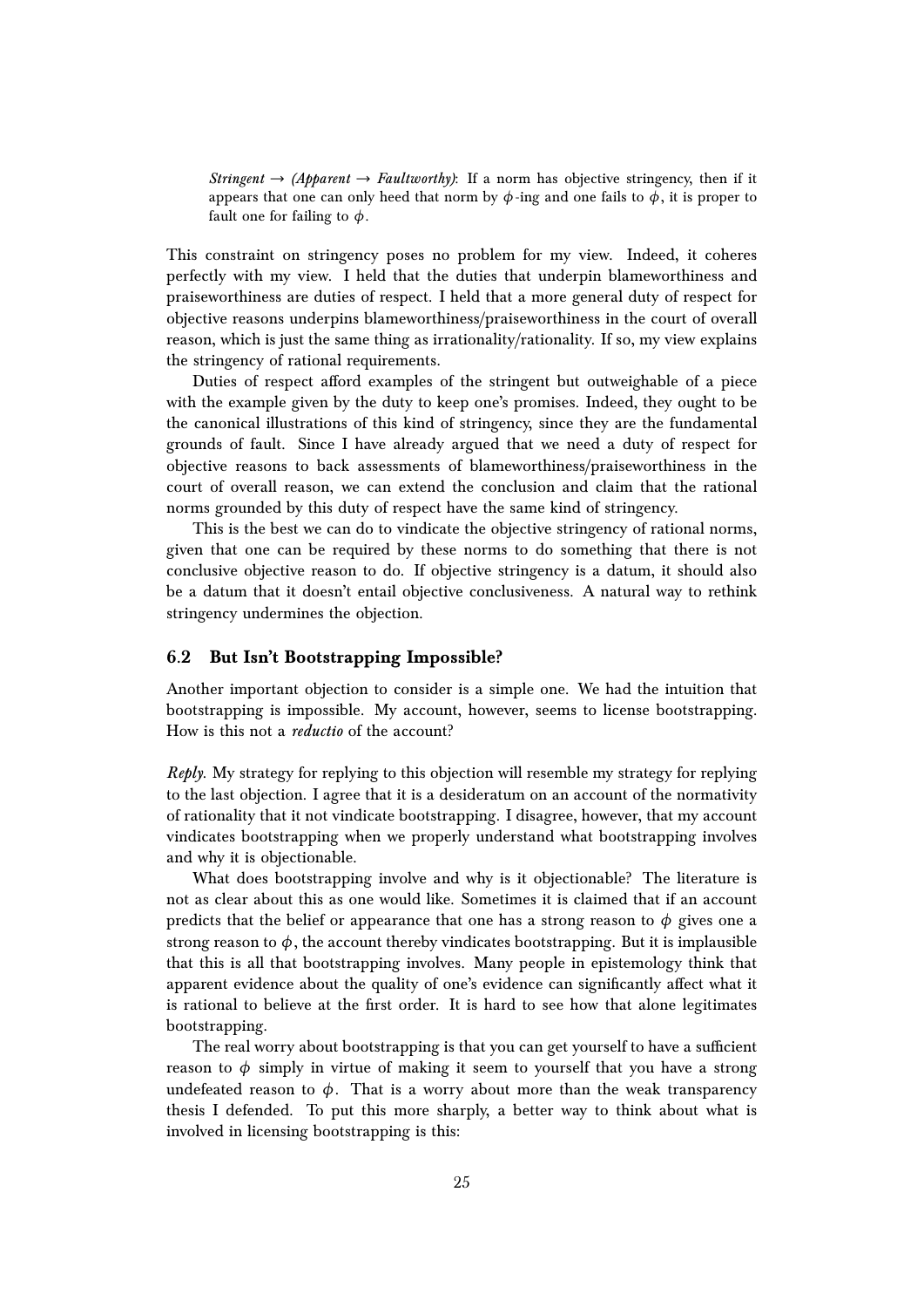> *Stringent → (Apparent → Faultworthy)*: If a norm has objective stringency, then if it appears that one can only heed that norm by $\phi$-ing and one fails to $\phi$, it is proper to fault one for failing to $\phi$.

This constraint on stringency poses no problem for my view. Indeed, it coheres perfectly with my view. I held that the duties that underpin blameworthiness and praiseworthiness are duties of respect. I held that a more general duty of respect for objective reasons underpins blameworthiness/praiseworthiness in the court of overall reason, which is just the same thing as irrationality/rationality. If so, my view explains the stringency of rational requirements.

Duties of respect afford examples of the stringent but outweighable of a piece with the example given by the duty to keep one's promises. Indeed, they ought to be the canonical illustrations of this kind of stringency, since they are the fundamental grounds of fault. Since I have already argued that we need a duty of respect for objective reasons to back assessments of blameworthiness/praiseworthiness in the court of overall reason, we can extend the conclusion and claim that the rational norms grounded by this duty of respect have the same kind of stringency.

This is the best we can do to vindicate the objective stringency of rational norms, given that one can be required by these norms to do something that there is not conclusive objective reason to do. If objective stringency is a datum, it should also be a datum that it doesn't entail objective conclusiveness. A natural way to rethink stringency undermines the objection.

### 6.2 But Isn't Bootstrapping Impossible?

Another important objection to consider is a simple one. We had the intuition that bootstrapping is impossible. My account, however, seems to license bootstrapping. How is this not a *reductio* of the account?

*Reply.* My strategy for replying to this objection will resemble my strategy for replying to the last objection. I agree that it is a desideratum on an account of the normativity of rationality that it not vindicate bootstrapping. I disagree, however, that my account vindicates bootstrapping when we properly understand what bootstrapping involves and why it is objectionable.

What does bootstrapping involve and why is it objectionable? The literature is not as clear about this as one would like. Sometimes it is claimed that if an account predicts that the belief or appearance that one has a strong reason to $\phi$ gives one a strong reason to $\phi$, the account thereby vindicates bootstrapping. But it is implausible that this is all that bootstrapping involves. Many people in epistemology think that apparent evidence about the quality of one's evidence can significantly affect what it is rational to believe at the first order. It is hard to see how that alone legitimates bootstrapping.

The real worry about bootstrapping is that you can get yourself to have a sufficient reason to $\phi$ simply in virtue of making it seem to yourself that you have a strong undefeated reason to $\phi$. That is a worry about more than the weak transparency thesis I defended. To put this more sharply, a better way to think about what is involved in licensing bootstrapping is this: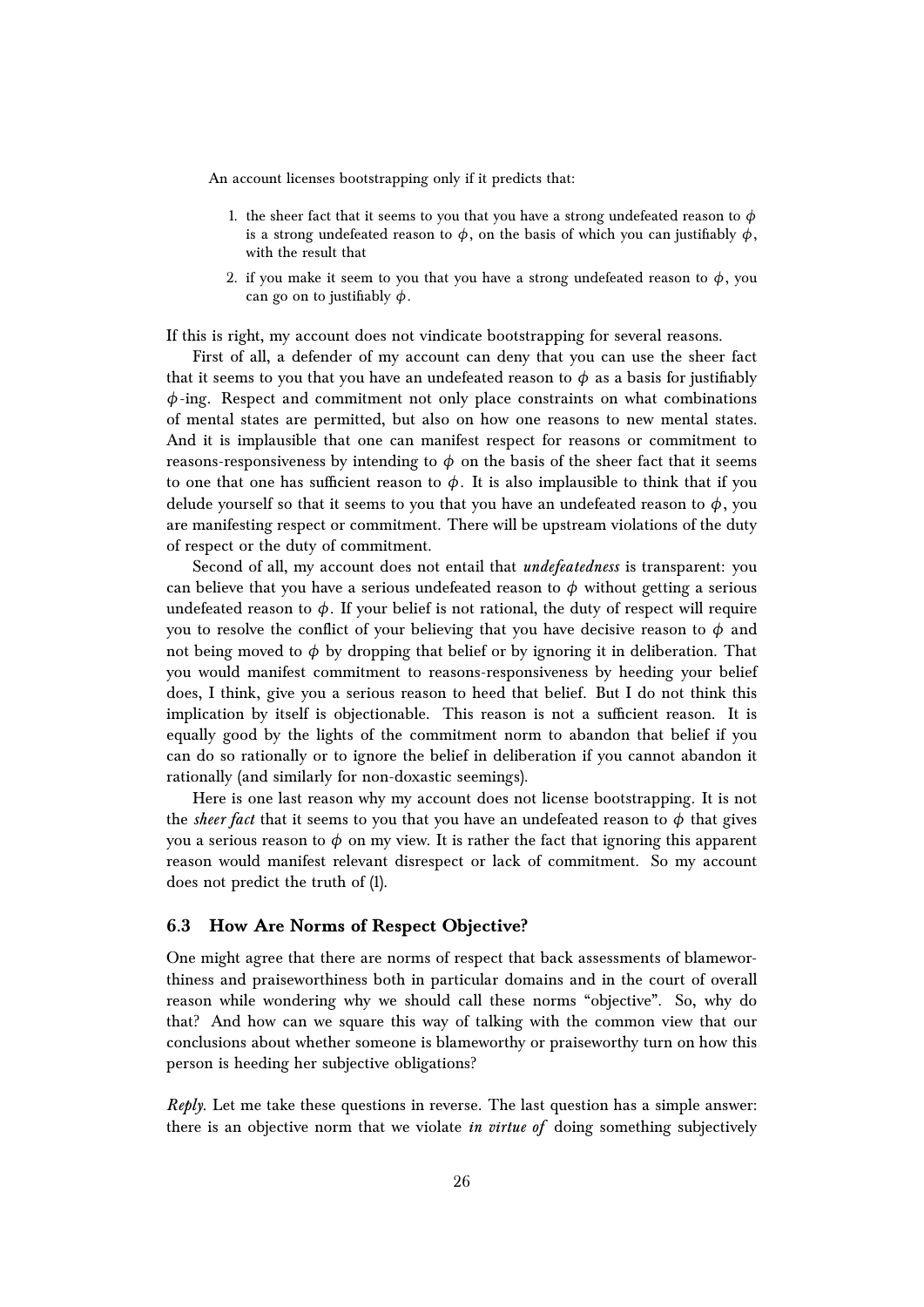An account licenses bootstrapping only if it predicts that:

1. the sheer fact that it seems to you that you have a strong undefeated reason to $\phi$ is a strong undefeated reason to $\phi$, on the basis of which you can justifiably $\phi$, with the result that
2. if you make it seem to you that you have a strong undefeated reason to $\phi$, you can go on to justifiably $\phi$.

If this is right, my account does not vindicate bootstrapping for several reasons.

First of all, a defender of my account can deny that you can use the sheer fact that it seems to you that you have an undefeated reason to $\phi$ as a basis for justifiably $\phi$-ing. Respect and commitment not only place constraints on what combinations of mental states are permitted, but also on how one reasons to new mental states. And it is implausible that one can manifest respect for reasons or commitment to reasons-responsiveness by intending to $\phi$ on the basis of the sheer fact that it seems to one that one has sufficient reason to $\phi$. It is also implausible to think that if you delude yourself so that it seems to you that you have an undefeated reason to $\phi$, you are manifesting respect or commitment. There will be upstream violations of the duty of respect or the duty of commitment.

Second of all, my account does not entail that *undefeatedness* is transparent: you can believe that you have a serious undefeated reason to $\phi$ without getting a serious undefeated reason to $\phi$. If your belief is not rational, the duty of respect will require you to resolve the conflict of your believing that you have decisive reason to $\phi$ and not being moved to $\phi$ by dropping that belief or by ignoring it in deliberation. That you would manifest commitment to reasons-responsiveness by heeding your belief does, I think, give you a serious reason to heed that belief. But I do not think this implication by itself is objectionable. This reason is not a sufficient reason. It is equally good by the lights of the commitment norm to abandon that belief if you can do so rationally or to ignore the belief in deliberation if you cannot abandon it rationally (and similarly for non-doxastic seemings).

Here is one last reason why my account does not license bootstrapping. It is not the *sheer fact* that it seems to you that you have an undefeated reason to $\phi$ that gives you a serious reason to $\phi$ on my view. It is rather the fact that ignoring this apparent reason would manifest relevant disrespect or lack of commitment. So my account does not predict the truth of (1).

### 6.3 How Are Norms of Respect Objective?

One might agree that there are norms of respect that back assessments of blameworthiness and praiseworthiness both in particular domains and in the court of overall reason while wondering why we should call these norms "objective". So, why do that? And how can we square this way of talking with the common view that our conclusions about whether someone is blameworthy or praiseworthy turn on how this person is heeding her subjective obligations?

*Reply*. Let me take these questions in reverse. The last question has a simple answer: there is an objective norm that we violate *in virtue of* doing something subjectively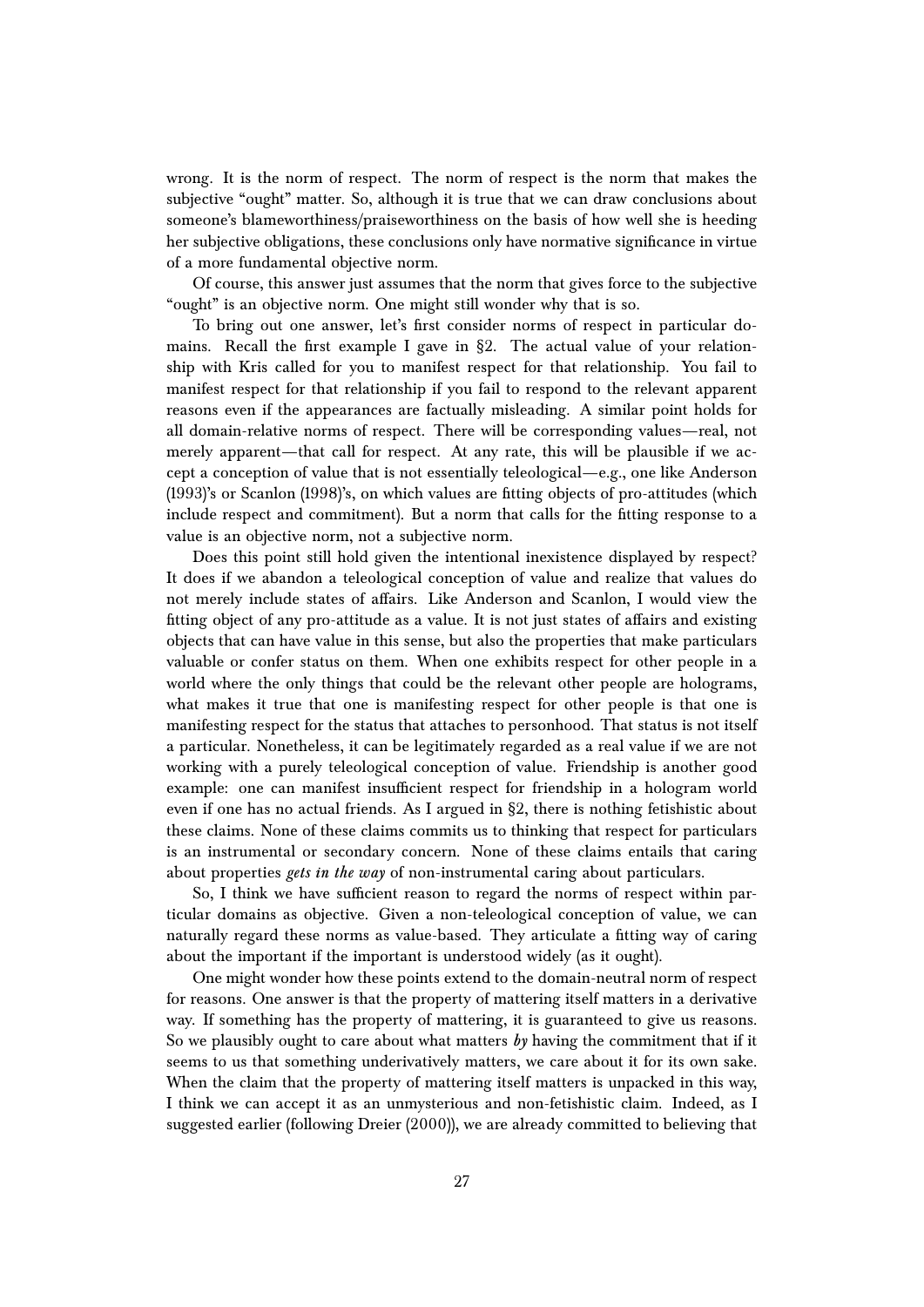wrong. It is the norm of respect. The norm of respect is the norm that makes the subjective "ought" matter. So, although it is true that we can draw conclusions about someone's blameworthiness/praiseworthiness on the basis of how well she is heeding her subjective obligations, these conclusions only have normative significance in virtue of a more fundamental objective norm.

Of course, this answer just assumes that the norm that gives force to the subjective "ought" is an objective norm. One might still wonder why that is so.

To bring out one answer, let's first consider norms of respect in particular domains. Recall the first example I gave in §2. The actual value of your relationship with Kris called for you to manifest respect for that relationship. You fail to manifest respect for that relationship if you fail to respond to the relevant apparent reasons even if the appearances are factually misleading. A similar point holds for all domain-relative norms of respect. There will be corresponding values—real, not merely apparent—that call for respect. At any rate, this will be plausible if we accept a conception of value that is not essentially teleological—e.g., one like Anderson (1993)'s or Scanlon (1998)'s, on which values are fitting objects of pro-attitudes (which include respect and commitment). But a norm that calls for the fitting response to a value is an objective norm, not a subjective norm.

Does this point still hold given the intentional inexistence displayed by respect? It does if we abandon a teleological conception of value and realize that values do not merely include states of affairs. Like Anderson and Scanlon, I would view the fitting object of any pro-attitude as a value. It is not just states of affairs and existing objects that can have value in this sense, but also the properties that make particulars valuable or confer status on them. When one exhibits respect for other people in a world where the only things that could be the relevant other people are holograms, what makes it true that one is manifesting respect for other people is that one is manifesting respect for the status that attaches to personhood. That status is not itself a particular. Nonetheless, it can be legitimately regarded as a real value if we are not working with a purely teleological conception of value. Friendship is another good example: one can manifest insufficient respect for friendship in a hologram world even if one has no actual friends. As I argued in §2, there is nothing fetishistic about these claims. None of these claims commits us to thinking that respect for particulars is an instrumental or secondary concern. None of these claims entails that caring about properties *gets in the way* of non-instrumental caring about particulars.

So, I think we have sufficient reason to regard the norms of respect within particular domains as objective. Given a non-teleological conception of value, we can naturally regard these norms as value-based. They articulate a fitting way of caring about the important if the important is understood widely (as it ought).

One might wonder how these points extend to the domain-neutral norm of respect for reasons. One answer is that the property of mattering itself matters in a derivative way. If something has the property of mattering, it is guaranteed to give us reasons. So we plausibly ought to care about what matters *by* having the commitment that if it seems to us that something underivatively matters, we care about it for its own sake. When the claim that the property of mattering itself matters is unpacked in this way, I think we can accept it as an unmysterious and non-fetishistic claim. Indeed, as I suggested earlier (following Dreier (2000)), we are already committed to believing that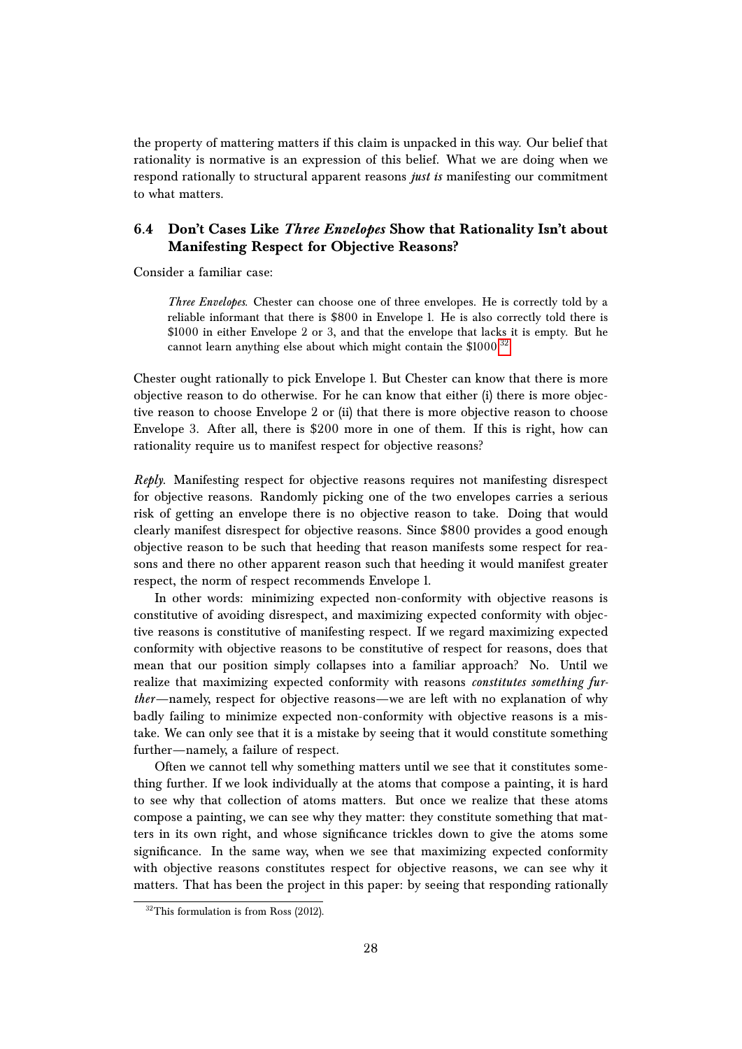the property of mattering matters if this claim is unpacked in this way. Our belief that rationality is normative is an expression of this belief. What we are doing when we respond rationally to structural apparent reasons *just is* manifesting our commitment to what matters.

### 6.4 Don't Cases Like *Three Envelopes* Show that Rationality Isn't about Manifesting Respect for Objective Reasons?

Consider a familiar case:

> *Three Envelopes.* Chester can choose one of three envelopes. He is correctly told by a reliable informant that there is $800 in Envelope 1. He is also correctly told there is $1000 in either Envelope 2 or 3, and that the envelope that lacks it is empty. But he cannot learn anything else about which might contain the $1000.[32]

Chester ought rationally to pick Envelope 1. But Chester can know that there is more objective reason to do otherwise. For he can know that either (i) there is more objective reason to choose Envelope 2 or (ii) that there is more objective reason to choose Envelope 3. After all, there is $200 more in one of them. If this is right, how can rationality require us to manifest respect for objective reasons?

*Reply.* Manifesting respect for objective reasons requires not manifesting disrespect for objective reasons. Randomly picking one of the two envelopes carries a serious risk of getting an envelope there is no objective reason to take. Doing that would clearly manifest disrespect for objective reasons. Since $800 provides a good enough objective reason to be such that heeding that reason manifests some respect for reasons and there no other apparent reason such that heeding it would manifest greater respect, the norm of respect recommends Envelope 1.

In other words: minimizing expected non-conformity with objective reasons is constitutive of avoiding disrespect, and maximizing expected conformity with objective reasons is constitutive of manifesting respect. If we regard maximizing expected conformity with objective reasons to be constitutive of respect for reasons, does that mean that our position simply collapses into a familiar approach? No. Until we realize that maximizing expected conformity with reasons *constitutes something further*—namely, respect for objective reasons—we are left with no explanation of why badly failing to minimize expected non-conformity with objective reasons is a mistake. We can only see that it is a mistake by seeing that it would constitute something further—namely, a failure of respect.

Often we cannot tell why something matters until we see that it constitutes something further. If we look individually at the atoms that compose a painting, it is hard to see why that collection of atoms matters. But once we realize that these atoms compose a painting, we can see why they matter: they constitute something that matters in its own right, and whose significance trickles down to give the atoms some significance. In the same way, when we see that maximizing expected conformity with objective reasons constitutes respect for objective reasons, we can see why it matters. That has been the project in this paper: by seeing that responding rationally

[32] This formulation is from Ross (2012).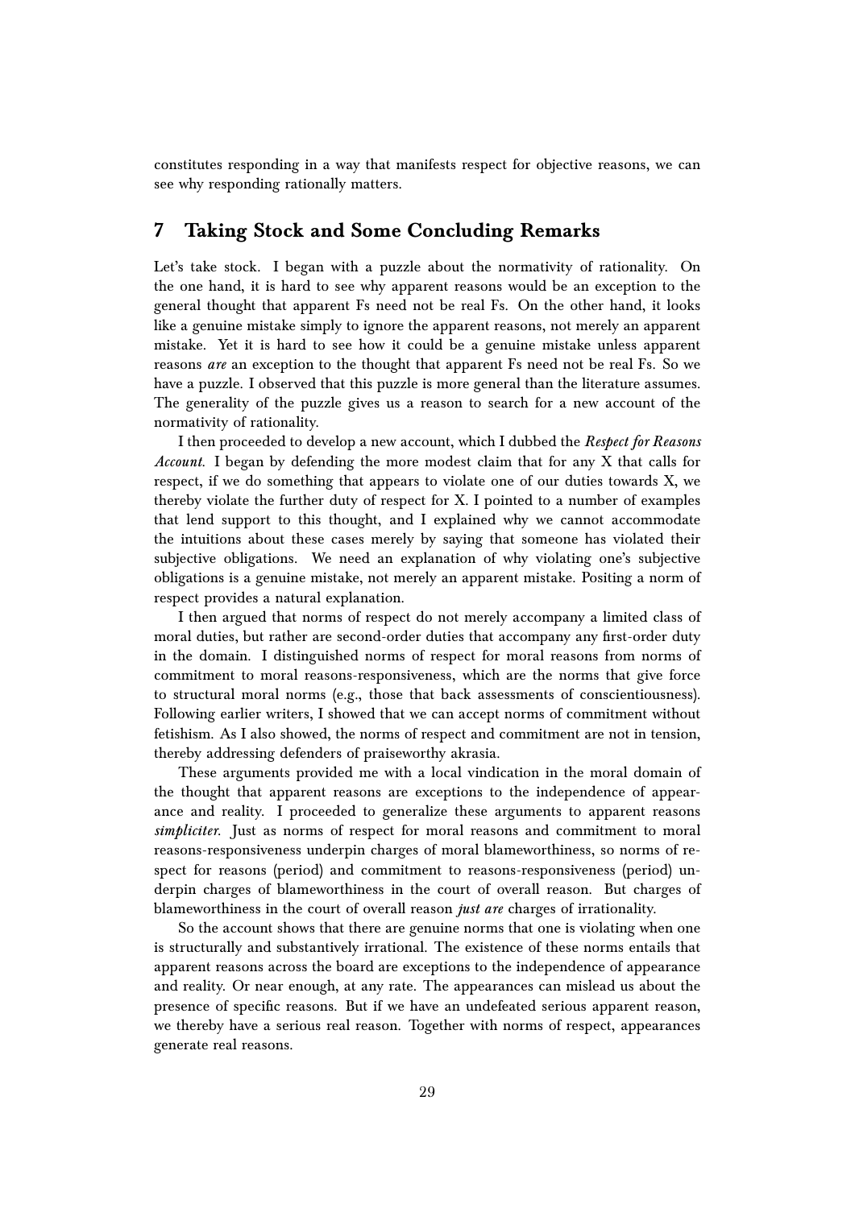constitutes responding in a way that manifests respect for objective reasons, we can see why responding rationally matters.

## 7 Taking Stock and Some Concluding Remarks

Let's take stock. I began with a puzzle about the normativity of rationality. On the one hand, it is hard to see why apparent reasons would be an exception to the general thought that apparent Fs need not be real Fs. On the other hand, it looks like a genuine mistake simply to ignore the apparent reasons, not merely an apparent mistake. Yet it is hard to see how it could be a genuine mistake unless apparent reasons *are* an exception to the thought that apparent Fs need not be real Fs. So we have a puzzle. I observed that this puzzle is more general than the literature assumes. The generality of the puzzle gives us a reason to search for a new account of the normativity of rationality.

I then proceeded to develop a new account, which I dubbed the *Respect for Reasons Account*. I began by defending the more modest claim that for any X that calls for respect, if we do something that appears to violate one of our duties towards X, we thereby violate the further duty of respect for X. I pointed to a number of examples that lend support to this thought, and I explained why we cannot accommodate the intuitions about these cases merely by saying that someone has violated their subjective obligations. We need an explanation of why violating one's subjective obligations is a genuine mistake, not merely an apparent mistake. Positing a norm of respect provides a natural explanation.

I then argued that norms of respect do not merely accompany a limited class of moral duties, but rather are second-order duties that accompany any first-order duty in the domain. I distinguished norms of respect for moral reasons from norms of commitment to moral reasons-responsiveness, which are the norms that give force to structural moral norms (e.g., those that back assessments of conscientiousness). Following earlier writers, I showed that we can accept norms of commitment without fetishism. As I also showed, the norms of respect and commitment are not in tension, thereby addressing defenders of praiseworthy akrasia.

These arguments provided me with a local vindication in the moral domain of the thought that apparent reasons are exceptions to the independence of appearance and reality. I proceeded to generalize these arguments to apparent reasons *simpliciter*. Just as norms of respect for moral reasons and commitment to moral reasons-responsiveness underpin charges of moral blameworthiness, so norms of respect for reasons (period) and commitment to reasons-responsiveness (period) underpin charges of blameworthiness in the court of overall reason. But charges of blameworthiness in the court of overall reason *just are* charges of irrationality.

So the account shows that there are genuine norms that one is violating when one is structurally and substantively irrational. The existence of these norms entails that apparent reasons across the board are exceptions to the independence of appearance and reality. Or near enough, at any rate. The appearances can mislead us about the presence of specific reasons. But if we have an undefeated serious apparent reason, we thereby have a serious real reason. Together with norms of respect, appearances generate real reasons.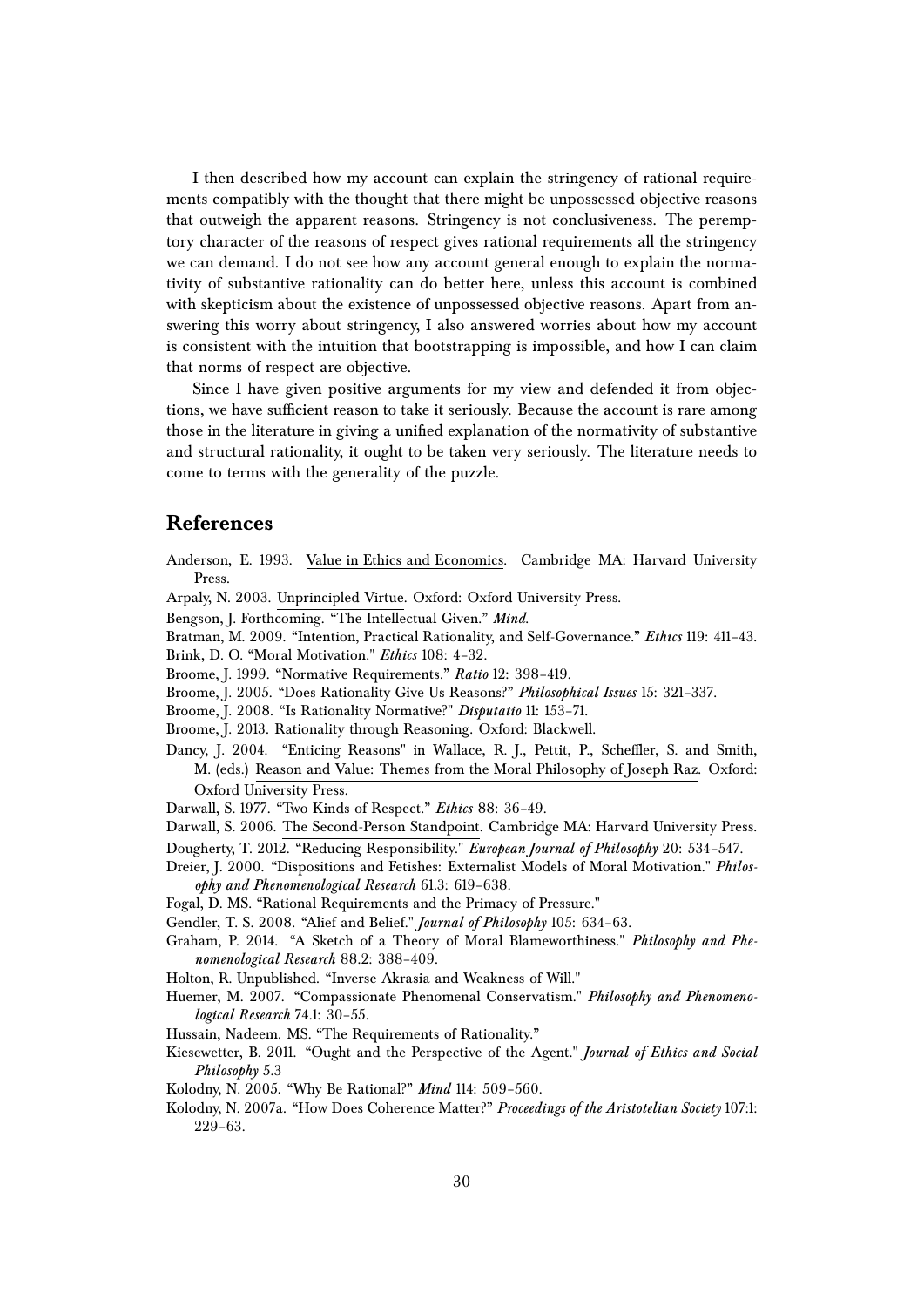I then described how my account can explain the stringency of rational requirements compatibly with the thought that there might be unpossessed objective reasons that outweigh the apparent reasons. Stringency is not conclusiveness. The peremptory character of the reasons of respect gives rational requirements all the stringency we can demand. I do not see how any account general enough to explain the normativity of substantive rationality can do better here, unless this account is combined with skepticism about the existence of unpossessed objective reasons. Apart from answering this worry about stringency, I also answered worries about how my account is consistent with the intuition that bootstrapping is impossible, and how I can claim that norms of respect are objective.

Since I have given positive arguments for my view and defended it from objections, we have sufficient reason to take it seriously. Because the account is rare among those in the literature in giving a unified explanation of the normativity of substantive and structural rationality, it ought to be taken very seriously. The literature needs to come to terms with the generality of the puzzle.

## References

Anderson, E. 1993. Value in Ethics and Economics. Cambridge MA: Harvard University Press.

Arpaly, N. 2003. Unprincipled Virtue. Oxford: Oxford University Press.

Bengson, J. Forthcoming. "The Intellectual Given." *Mind*.

Bratman, M. 2009. "Intention, Practical Rationality, and Self-Governance." *Ethics* 119: 411–43.

Brink, D. O. "Moral Motivation." *Ethics* 108: 4–32.

Broome, J. 1999. "Normative Requirements." *Ratio* 12: 398–419.

Broome, J. 2005. "Does Rationality Give Us Reasons?" *Philosophical Issues* 15: 321–337.

Broome, J. 2008. "Is Rationality Normative?" *Disputatio* 11: 153–71.

Broome, J. 2013. Rationality through Reasoning. Oxford: Blackwell.

Dancy, J. 2004. "Enticing Reasons" in Wallace, R. J., Pettit, P., Scheffler, S. and Smith, M. (eds.) Reason and Value: Themes from the Moral Philosophy of Joseph Raz. Oxford: Oxford University Press.

Darwall, S. 1977. "Two Kinds of Respect." *Ethics* 88: 36–49.

Darwall, S. 2006. The Second-Person Standpoint. Cambridge MA: Harvard University Press.

Dougherty, T. 2012. "Reducing Responsibility." *European Journal of Philosophy* 20: 534–547.

Dreier, J. 2000. "Dispositions and Fetishes: Externalist Models of Moral Motivation." *Philosophy and Phenomenological Research* 61.3: 619–638.

Fogal, D. MS. "Rational Requirements and the Primacy of Pressure."

Gendler, T. S. 2008. "Alief and Belief." *Journal of Philosophy* 105: 634–63.

Graham, P. 2014. "A Sketch of a Theory of Moral Blameworthiness." *Philosophy and Phenomenological Research* 88.2: 388–409.

Holton, R. Unpublished. "Inverse Akrasia and Weakness of Will."

Huemer, M. 2007. "Compassionate Phenomenal Conservatism." *Philosophy and Phenomenological Research* 74.1: 30–55.

Hussain, Nadeem. MS. "The Requirements of Rationality."

Kiesewetter, B. 2011. "Ought and the Perspective of the Agent." *Journal of Ethics and Social Philosophy* 5.3

Kolodny, N. 2005. "Why Be Rational?" *Mind* 114: 509–560.

Kolodny, N. 2007a. "How Does Coherence Matter?" *Proceedings of the Aristotelian Society* 107:1: 229–63.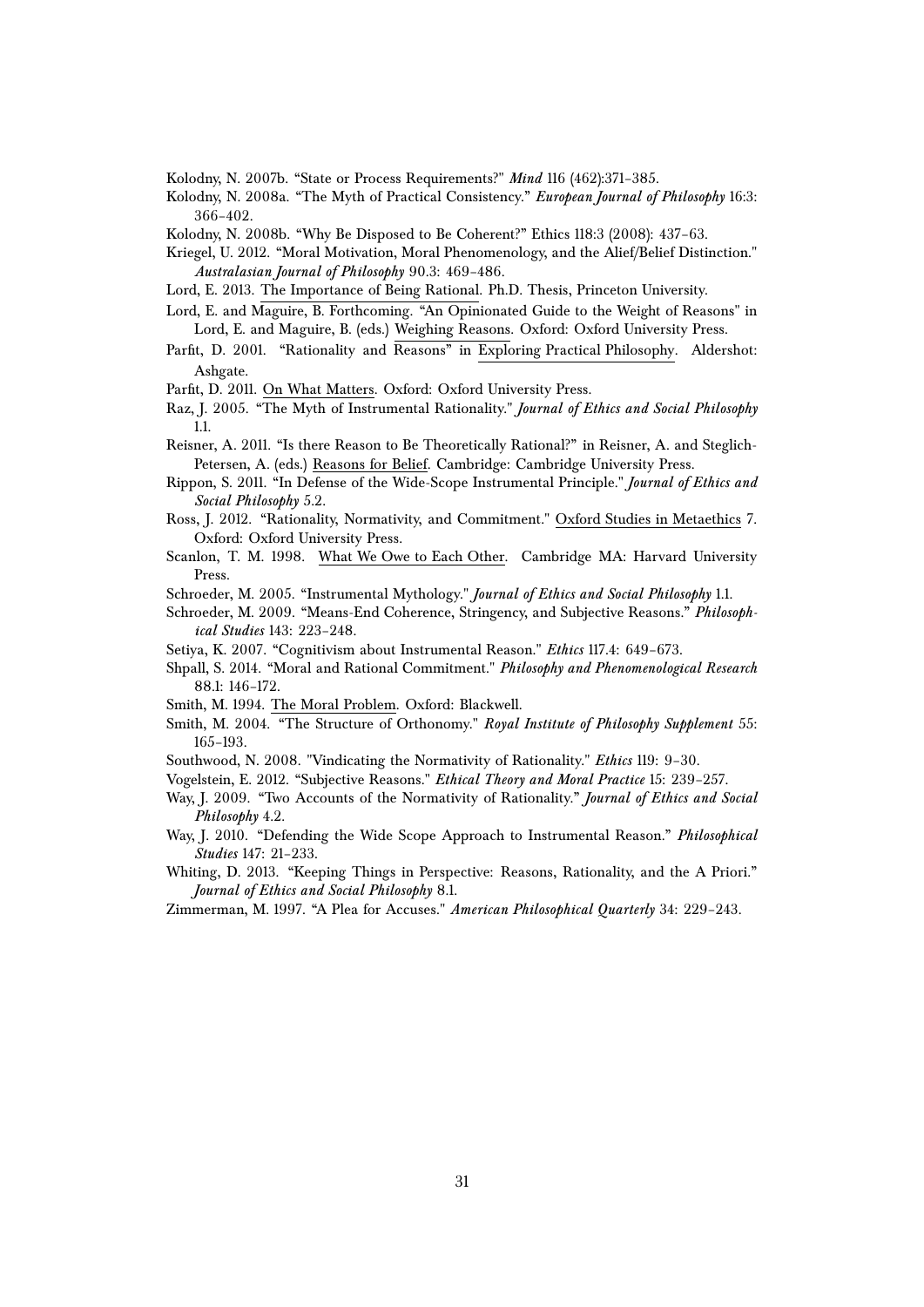Kolodny, N. 2007b. "State or Process Requirements?" *Mind* 116 (462):371–385.

Kolodny, N. 2008a. "The Myth of Practical Consistency." *European Journal of Philosophy* 16:3: 366–402.

Kolodny, N. 2008b. "Why Be Disposed to Be Coherent?" Ethics 118:3 (2008): 437–63.

Kriegel, U. 2012. "Moral Motivation, Moral Phenomenology, and the Alief/Belief Distinction." *Australasian Journal of Philosophy* 90.3: 469–486.

Lord, E. 2013. The Importance of Being Rational. Ph.D. Thesis, Princeton University.

Lord, E. and Maguire, B. Forthcoming. "An Opinionated Guide to the Weight of Reasons" in Lord, E. and Maguire, B. (eds.) Weighing Reasons. Oxford: Oxford University Press.

Parfit, D. 2001. "Rationality and Reasons" in Exploring Practical Philosophy. Aldershot: Ashgate.

Parfit, D. 2011. On What Matters. Oxford: Oxford University Press.

Raz, J. 2005. "The Myth of Instrumental Rationality." *Journal of Ethics and Social Philosophy* 1.1.

Reisner, A. 2011. "Is there Reason to Be Theoretically Rational?" in Reisner, A. and Steglich-Petersen, A. (eds.) Reasons for Belief. Cambridge: Cambridge University Press.

Rippon, S. 2011. "In Defense of the Wide-Scope Instrumental Principle." *Journal of Ethics and Social Philosophy* 5.2.

Ross, J. 2012. "Rationality, Normativity, and Commitment." Oxford Studies in Metaethics 7. Oxford: Oxford University Press.

Scanlon, T. M. 1998. What We Owe to Each Other. Cambridge MA: Harvard University Press.

Schroeder, M. 2005. "Instrumental Mythology." *Journal of Ethics and Social Philosophy* 1.1.

Schroeder, M. 2009. "Means-End Coherence, Stringency, and Subjective Reasons." *Philosophical Studies* 143: 223–248.

Setiya, K. 2007. "Cognitivism about Instrumental Reason." *Ethics* 117.4: 649–673.

Shpall, S. 2014. "Moral and Rational Commitment." *Philosophy and Phenomenological Research* 88.1: 146–172.

Smith, M. 1994. The Moral Problem. Oxford: Blackwell.

Smith, M. 2004. "The Structure of Orthonomy." *Royal Institute of Philosophy Supplement* 55: 165–193.

Southwood, N. 2008. "Vindicating the Normativity of Rationality." *Ethics* 119: 9–30.

Vogelstein, E. 2012. "Subjective Reasons." *Ethical Theory and Moral Practice* 15: 239–257.

Way, J. 2009. "Two Accounts of the Normativity of Rationality." *Journal of Ethics and Social Philosophy* 4.2.

Way, J. 2010. "Defending the Wide Scope Approach to Instrumental Reason." *Philosophical Studies* 147: 21–233.

Whiting, D. 2013. "Keeping Things in Perspective: Reasons, Rationality, and the A Priori." *Journal of Ethics and Social Philosophy* 8.1.

Zimmerman, M. 1997. "A Plea for Accuses." *American Philosophical Quarterly* 34: 229–243.